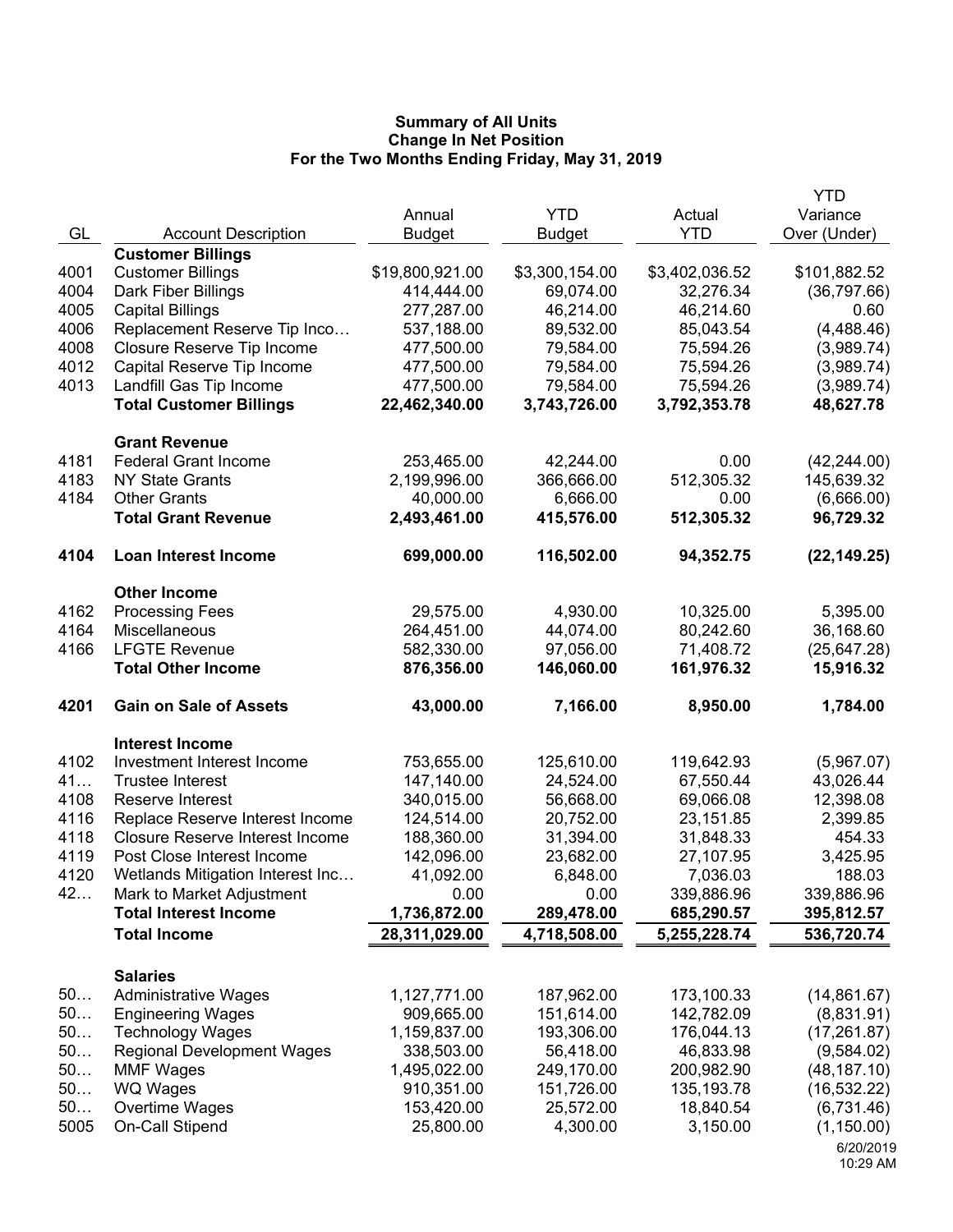# Summary of All Units
## Change In Net Position
### For the Two Months Ending Friday, May 31, 2019

| GL | Account Description | Annual Budget | YTD Budget | Actual YTD | YTD Variance Over (Under) |
|---|---|---|---|---|---|
| | **Customer Billings** | | | | |
| 4001 | Customer Billings | $19,800,921.00 | $3,300,154.00 | $3,402,036.52 | $101,882.52 |
| 4004 | Dark Fiber Billings | 414,444.00 | 69,074.00 | 32,276.34 | (36,797.66) |
| 4005 | Capital Billings | 277,287.00 | 46,214.00 | 46,214.60 | 0.60 |
| 4006 | Replacement Reserve Tip Inco… | 537,188.00 | 89,532.00 | 85,043.54 | (4,488.46) |
| 4008 | Closure Reserve Tip Income | 477,500.00 | 79,584.00 | 75,594.26 | (3,989.74) |
| 4012 | Capital Reserve Tip Income | 477,500.00 | 79,584.00 | 75,594.26 | (3,989.74) |
| 4013 | Landfill Gas Tip Income | 477,500.00 | 79,584.00 | 75,594.26 | (3,989.74) |
| | **Total Customer Billings** | **22,462,340.00** | **3,743,726.00** | **3,792,353.78** | **48,627.78** |
| | **Grant Revenue** | | | | |
| 4181 | Federal Grant Income | 253,465.00 | 42,244.00 | 0.00 | (42,244.00) |
| 4183 | NY State Grants | 2,199,996.00 | 366,666.00 | 512,305.32 | 145,639.32 |
| 4184 | Other Grants | 40,000.00 | 6,666.00 | 0.00 | (6,666.00) |
| | **Total Grant Revenue** | **2,493,461.00** | **415,576.00** | **512,305.32** | **96,729.32** |
| **4104** | **Loan Interest Income** | **699,000.00** | **116,502.00** | **94,352.75** | **(22,149.25)** |
| | **Other Income** | | | | |
| 4162 | Processing Fees | 29,575.00 | 4,930.00 | 10,325.00 | 5,395.00 |
| 4164 | Miscellaneous | 264,451.00 | 44,074.00 | 80,242.60 | 36,168.60 |
| 4166 | LFGTE Revenue | 582,330.00 | 97,056.00 | 71,408.72 | (25,647.28) |
| | **Total Other Income** | **876,356.00** | **146,060.00** | **161,976.32** | **15,916.32** |
| **4201** | **Gain on Sale of Assets** | **43,000.00** | **7,166.00** | **8,950.00** | **1,784.00** |
| | **Interest Income** | | | | |
| 4102 | Investment Interest Income | 753,655.00 | 125,610.00 | 119,642.93 | (5,967.07) |
| 41… | Trustee Interest | 147,140.00 | 24,524.00 | 67,550.44 | 43,026.44 |
| 4108 | Reserve Interest | 340,015.00 | 56,668.00 | 69,066.08 | 12,398.08 |
| 4116 | Replace Reserve Interest Income | 124,514.00 | 20,752.00 | 23,151.85 | 2,399.85 |
| 4118 | Closure Reserve Interest Income | 188,360.00 | 31,394.00 | 31,848.33 | 454.33 |
| 4119 | Post Close Interest Income | 142,096.00 | 23,682.00 | 27,107.95 | 3,425.95 |
| 4120 | Wetlands Mitigation Interest Inc… | 41,092.00 | 6,848.00 | 7,036.03 | 188.03 |
| 42… | Mark to Market Adjustment | 0.00 | 0.00 | 339,886.96 | 339,886.96 |
| | **Total Interest Income** | **1,736,872.00** | **289,478.00** | **685,290.57** | **395,812.57** |
| | **Total Income** | **28,311,029.00** | **4,718,508.00** | **5,255,228.74** | **536,720.74** |
| | **Salaries** | | | | |
| 50… | Administrative Wages | 1,127,771.00 | 187,962.00 | 173,100.33 | (14,861.67) |
| 50… | Engineering Wages | 909,665.00 | 151,614.00 | 142,782.09 | (8,831.91) |
| 50… | Technology Wages | 1,159,837.00 | 193,306.00 | 176,044.13 | (17,261.87) |
| 50… | Regional Development Wages | 338,503.00 | 56,418.00 | 46,833.98 | (9,584.02) |
| 50… | MMF Wages | 1,495,022.00 | 249,170.00 | 200,982.90 | (48,187.10) |
| 50… | WQ Wages | 910,351.00 | 151,726.00 | 135,193.78 | (16,532.22) |
| 50… | Overtime Wages | 153,420.00 | 25,572.00 | 18,840.54 | (6,731.46) |
| 5005 | On-Call Stipend | 25,800.00 | 4,300.00 | 3,150.00 | (1,150.00) |

6/20/2019
10:29 AM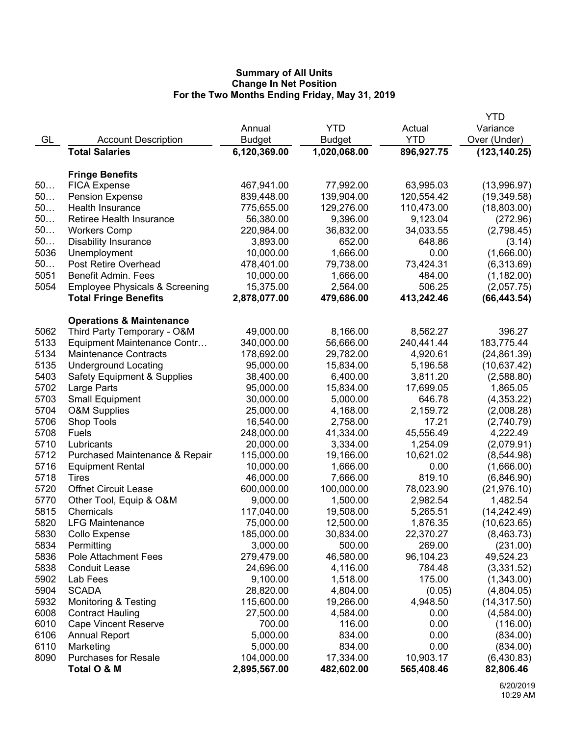## Summary of All Units
## Change In Net Position
## For the Two Months Ending Friday, May 31, 2019

| GL | Account Description | Annual Budget | YTD Budget | Actual YTD | YTD Variance Over (Under) |
|---|---|---|---|---|---|
| | **Total Salaries** | **6,120,369.00** | **1,020,068.00** | **896,927.75** | **(123,140.25)** |
| | | | | | |
| | **Fringe Benefits** | | | | |
| 50… | FICA Expense | 467,941.00 | 77,992.00 | 63,995.03 | (13,996.97) |
| 50… | Pension Expense | 839,448.00 | 139,904.00 | 120,554.42 | (19,349.58) |
| 50… | Health Insurance | 775,655.00 | 129,276.00 | 110,473.00 | (18,803.00) |
| 50… | Retiree Health Insurance | 56,380.00 | 9,396.00 | 9,123.04 | (272.96) |
| 50… | Workers Comp | 220,984.00 | 36,832.00 | 34,033.55 | (2,798.45) |
| 50… | Disability Insurance | 3,893.00 | 652.00 | 648.86 | (3.14) |
| 5036 | Unemployment | 10,000.00 | 1,666.00 | 0.00 | (1,666.00) |
| 50… | Post Retire Overhead | 478,401.00 | 79,738.00 | 73,424.31 | (6,313.69) |
| 5051 | Benefit Admin. Fees | 10,000.00 | 1,666.00 | 484.00 | (1,182.00) |
| 5054 | Employee Physicals & Screening | 15,375.00 | 2,564.00 | 506.25 | (2,057.75) |
| | **Total Fringe Benefits** | **2,878,077.00** | **479,686.00** | **413,242.46** | **(66,443.54)** |
| | | | | | |
| | **Operations & Maintenance** | | | | |
| 5062 | Third Party Temporary - O&M | 49,000.00 | 8,166.00 | 8,562.27 | 396.27 |
| 5133 | Equipment Maintenance Contr… | 340,000.00 | 56,666.00 | 240,441.44 | 183,775.44 |
| 5134 | Maintenance Contracts | 178,692.00 | 29,782.00 | 4,920.61 | (24,861.39) |
| 5135 | Underground Locating | 95,000.00 | 15,834.00 | 5,196.58 | (10,637.42) |
| 5403 | Safety Equipment & Supplies | 38,400.00 | 6,400.00 | 3,811.20 | (2,588.80) |
| 5702 | Large Parts | 95,000.00 | 15,834.00 | 17,699.05 | 1,865.05 |
| 5703 | Small Equipment | 30,000.00 | 5,000.00 | 646.78 | (4,353.22) |
| 5704 | O&M Supplies | 25,000.00 | 4,168.00 | 2,159.72 | (2,008.28) |
| 5706 | Shop Tools | 16,540.00 | 2,758.00 | 17.21 | (2,740.79) |
| 5708 | Fuels | 248,000.00 | 41,334.00 | 45,556.49 | 4,222.49 |
| 5710 | Lubricants | 20,000.00 | 3,334.00 | 1,254.09 | (2,079.91) |
| 5712 | Purchased Maintenance & Repair | 115,000.00 | 19,166.00 | 10,621.02 | (8,544.98) |
| 5716 | Equipment Rental | 10,000.00 | 1,666.00 | 0.00 | (1,666.00) |
| 5718 | Tires | 46,000.00 | 7,666.00 | 819.10 | (6,846.90) |
| 5720 | Offnet Circuit Lease | 600,000.00 | 100,000.00 | 78,023.90 | (21,976.10) |
| 5770 | Other Tool, Equip & O&M | 9,000.00 | 1,500.00 | 2,982.54 | 1,482.54 |
| 5815 | Chemicals | 117,040.00 | 19,508.00 | 5,265.51 | (14,242.49) |
| 5820 | LFG Maintenance | 75,000.00 | 12,500.00 | 1,876.35 | (10,623.65) |
| 5830 | Collo Expense | 185,000.00 | 30,834.00 | 22,370.27 | (8,463.73) |
| 5834 | Permitting | 3,000.00 | 500.00 | 269.00 | (231.00) |
| 5836 | Pole Attachment Fees | 279,479.00 | 46,580.00 | 96,104.23 | 49,524.23 |
| 5838 | Conduit Lease | 24,696.00 | 4,116.00 | 784.48 | (3,331.52) |
| 5902 | Lab Fees | 9,100.00 | 1,518.00 | 175.00 | (1,343.00) |
| 5904 | SCADA | 28,820.00 | 4,804.00 | (0.05) | (4,804.05) |
| 5932 | Monitoring & Testing | 115,600.00 | 19,266.00 | 4,948.50 | (14,317.50) |
| 6008 | Contract Hauling | 27,500.00 | 4,584.00 | 0.00 | (4,584.00) |
| 6010 | Cape Vincent Reserve | 700.00 | 116.00 | 0.00 | (116.00) |
| 6106 | Annual Report | 5,000.00 | 834.00 | 0.00 | (834.00) |
| 6110 | Marketing | 5,000.00 | 834.00 | 0.00 | (834.00) |
| 8090 | Purchases for Resale | 104,000.00 | 17,334.00 | 10,903.17 | (6,430.83) |
| | **Total O & M** | **2,895,567.00** | **482,602.00** | **565,408.46** | **82,806.46** |

6/20/2019
10:29 AM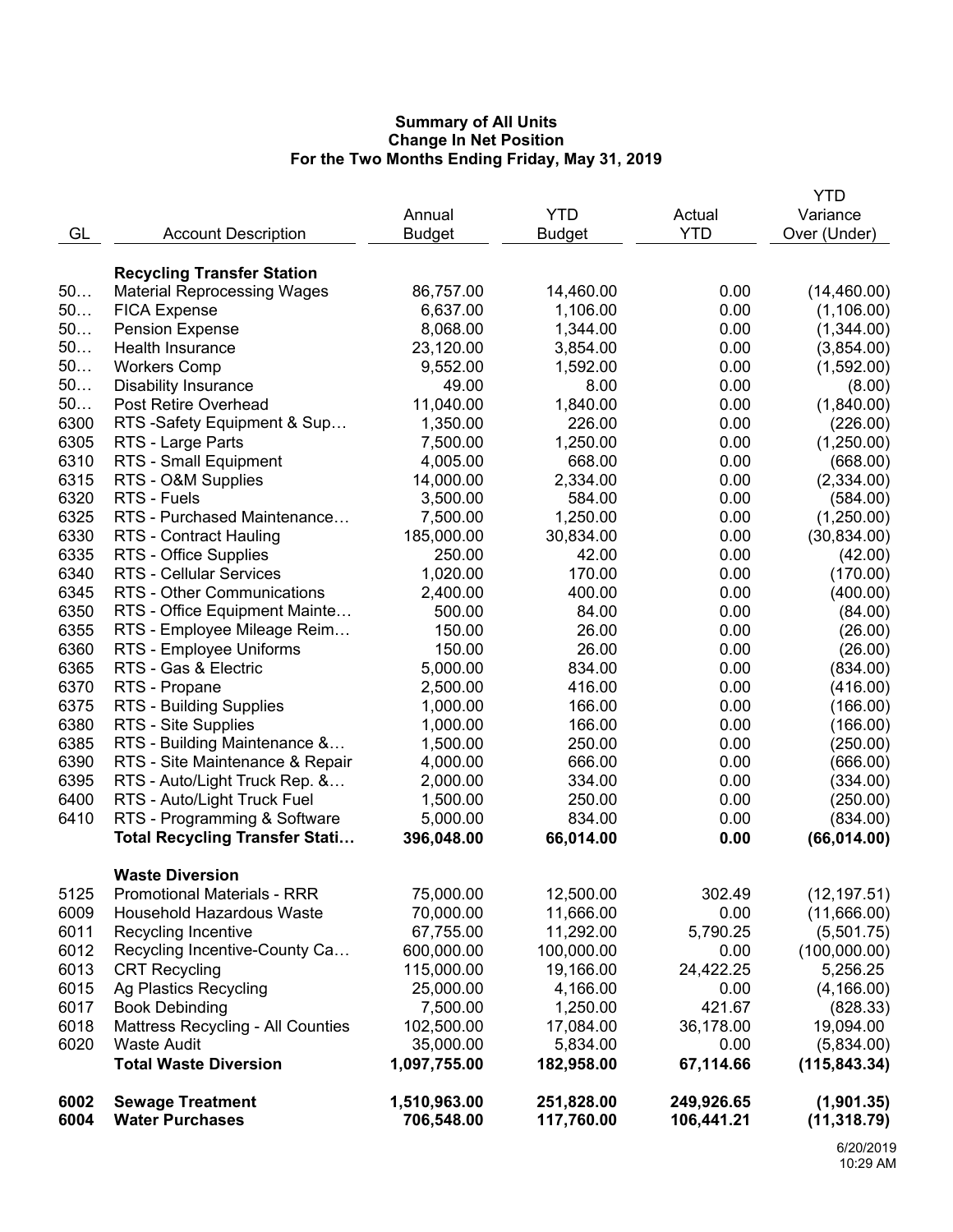**Summary of All Units**
**Change In Net Position**
**For the Two Months Ending Friday, May 31, 2019**

| GL | Account Description | Annual Budget | YTD Budget | Actual YTD | YTD Variance Over (Under) |
|---|---|---|---|---|---|
| | **Recycling Transfer Station** | | | | |
| 50… | Material Reprocessing Wages | 86,757.00 | 14,460.00 | 0.00 | (14,460.00) |
| 50… | FICA Expense | 6,637.00 | 1,106.00 | 0.00 | (1,106.00) |
| 50… | Pension Expense | 8,068.00 | 1,344.00 | 0.00 | (1,344.00) |
| 50… | Health Insurance | 23,120.00 | 3,854.00 | 0.00 | (3,854.00) |
| 50… | Workers Comp | 9,552.00 | 1,592.00 | 0.00 | (1,592.00) |
| 50… | Disability Insurance | 49.00 | 8.00 | 0.00 | (8.00) |
| 50… | Post Retire Overhead | 11,040.00 | 1,840.00 | 0.00 | (1,840.00) |
| 6300 | RTS -Safety Equipment & Sup… | 1,350.00 | 226.00 | 0.00 | (226.00) |
| 6305 | RTS - Large Parts | 7,500.00 | 1,250.00 | 0.00 | (1,250.00) |
| 6310 | RTS - Small Equipment | 4,005.00 | 668.00 | 0.00 | (668.00) |
| 6315 | RTS - O&M Supplies | 14,000.00 | 2,334.00 | 0.00 | (2,334.00) |
| 6320 | RTS - Fuels | 3,500.00 | 584.00 | 0.00 | (584.00) |
| 6325 | RTS - Purchased Maintenance… | 7,500.00 | 1,250.00 | 0.00 | (1,250.00) |
| 6330 | RTS - Contract Hauling | 185,000.00 | 30,834.00 | 0.00 | (30,834.00) |
| 6335 | RTS - Office Supplies | 250.00 | 42.00 | 0.00 | (42.00) |
| 6340 | RTS - Cellular Services | 1,020.00 | 170.00 | 0.00 | (170.00) |
| 6345 | RTS - Other Communications | 2,400.00 | 400.00 | 0.00 | (400.00) |
| 6350 | RTS - Office Equipment Mainte… | 500.00 | 84.00 | 0.00 | (84.00) |
| 6355 | RTS - Employee Mileage Reim… | 150.00 | 26.00 | 0.00 | (26.00) |
| 6360 | RTS - Employee Uniforms | 150.00 | 26.00 | 0.00 | (26.00) |
| 6365 | RTS - Gas & Electric | 5,000.00 | 834.00 | 0.00 | (834.00) |
| 6370 | RTS - Propane | 2,500.00 | 416.00 | 0.00 | (416.00) |
| 6375 | RTS - Building Supplies | 1,000.00 | 166.00 | 0.00 | (166.00) |
| 6380 | RTS - Site Supplies | 1,000.00 | 166.00 | 0.00 | (166.00) |
| 6385 | RTS - Building Maintenance &… | 1,500.00 | 250.00 | 0.00 | (250.00) |
| 6390 | RTS - Site Maintenance & Repair | 4,000.00 | 666.00 | 0.00 | (666.00) |
| 6395 | RTS - Auto/Light Truck Rep. &… | 2,000.00 | 334.00 | 0.00 | (334.00) |
| 6400 | RTS - Auto/Light Truck Fuel | 1,500.00 | 250.00 | 0.00 | (250.00) |
| 6410 | RTS - Programming & Software | 5,000.00 | 834.00 | 0.00 | (834.00) |
| | **Total Recycling Transfer Stati…** | **396,048.00** | **66,014.00** | **0.00** | **(66,014.00)** |
| | **Waste Diversion** | | | | |
| 5125 | Promotional Materials - RRR | 75,000.00 | 12,500.00 | 302.49 | (12,197.51) |
| 6009 | Household Hazardous Waste | 70,000.00 | 11,666.00 | 0.00 | (11,666.00) |
| 6011 | Recycling Incentive | 67,755.00 | 11,292.00 | 5,790.25 | (5,501.75) |
| 6012 | Recycling Incentive-County Ca… | 600,000.00 | 100,000.00 | 0.00 | (100,000.00) |
| 6013 | CRT Recycling | 115,000.00 | 19,166.00 | 24,422.25 | 5,256.25 |
| 6015 | Ag Plastics Recycling | 25,000.00 | 4,166.00 | 0.00 | (4,166.00) |
| 6017 | Book Debinding | 7,500.00 | 1,250.00 | 421.67 | (828.33) |
| 6018 | Mattress Recycling - All Counties | 102,500.00 | 17,084.00 | 36,178.00 | 19,094.00 |
| 6020 | Waste Audit | 35,000.00 | 5,834.00 | 0.00 | (5,834.00) |
| | **Total Waste Diversion** | **1,097,755.00** | **182,958.00** | **67,114.66** | **(115,843.34)** |
| **6002** | **Sewage Treatment** | **1,510,963.00** | **251,828.00** | **249,926.65** | **(1,901.35)** |
| **6004** | **Water Purchases** | **706,548.00** | **117,760.00** | **106,441.21** | **(11,318.79)** |

6/20/2019
10:29 AM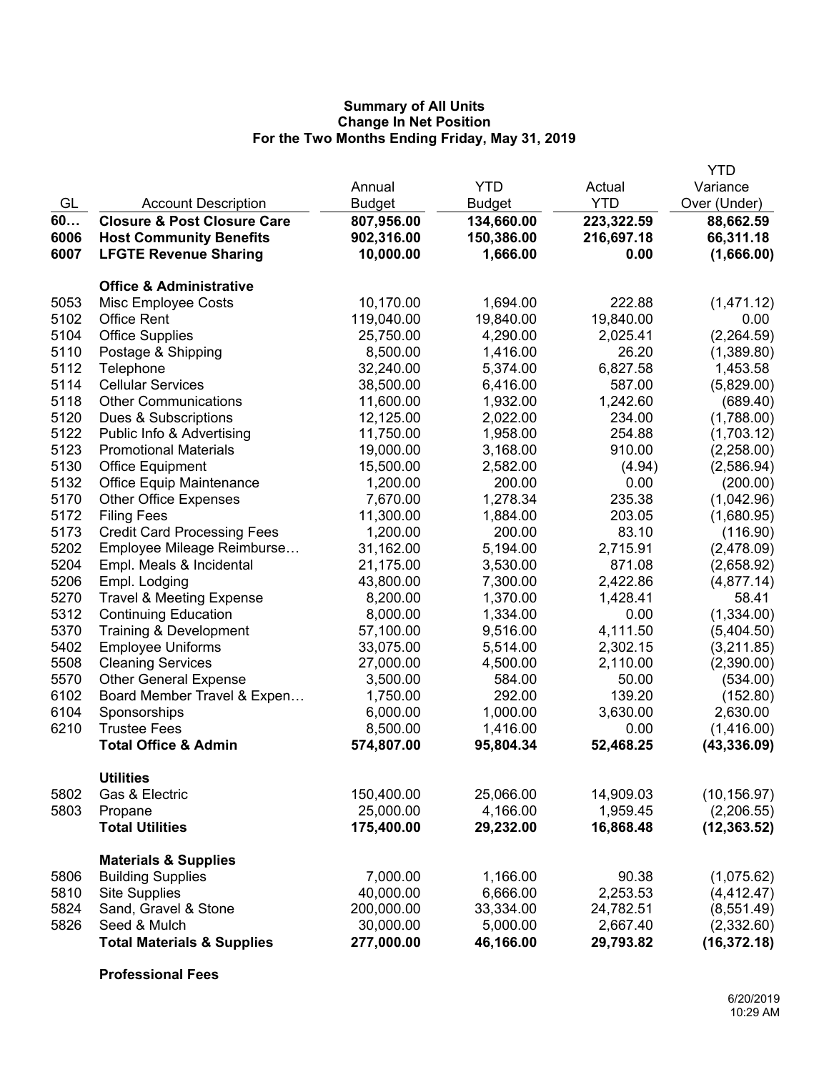**Summary of All Units**
**Change In Net Position**
**For the Two Months Ending Friday, May 31, 2019**

| GL | Account Description | Annual Budget | YTD Budget | Actual YTD | YTD Variance Over (Under) |
|---|---|---|---|---|---|
| **60…** | **Closure & Post Closure Care** | **807,956.00** | **134,660.00** | **223,322.59** | **88,662.59** |
| **6006** | **Host Community Benefits** | **902,316.00** | **150,386.00** | **216,697.18** | **66,311.18** |
| **6007** | **LFGTE Revenue Sharing** | **10,000.00** | **1,666.00** | **0.00** | **(1,666.00)** |
| | **Office & Administrative** | | | | |
| 5053 | Misc Employee Costs | 10,170.00 | 1,694.00 | 222.88 | (1,471.12) |
| 5102 | Office Rent | 119,040.00 | 19,840.00 | 19,840.00 | 0.00 |
| 5104 | Office Supplies | 25,750.00 | 4,290.00 | 2,025.41 | (2,264.59) |
| 5110 | Postage & Shipping | 8,500.00 | 1,416.00 | 26.20 | (1,389.80) |
| 5112 | Telephone | 32,240.00 | 5,374.00 | 6,827.58 | 1,453.58 |
| 5114 | Cellular Services | 38,500.00 | 6,416.00 | 587.00 | (5,829.00) |
| 5118 | Other Communications | 11,600.00 | 1,932.00 | 1,242.60 | (689.40) |
| 5120 | Dues & Subscriptions | 12,125.00 | 2,022.00 | 234.00 | (1,788.00) |
| 5122 | Public Info & Advertising | 11,750.00 | 1,958.00 | 254.88 | (1,703.12) |
| 5123 | Promotional Materials | 19,000.00 | 3,168.00 | 910.00 | (2,258.00) |
| 5130 | Office Equipment | 15,500.00 | 2,582.00 | (4.94) | (2,586.94) |
| 5132 | Office Equip Maintenance | 1,200.00 | 200.00 | 0.00 | (200.00) |
| 5170 | Other Office Expenses | 7,670.00 | 1,278.34 | 235.38 | (1,042.96) |
| 5172 | Filing Fees | 11,300.00 | 1,884.00 | 203.05 | (1,680.95) |
| 5173 | Credit Card Processing Fees | 1,200.00 | 200.00 | 83.10 | (116.90) |
| 5202 | Employee Mileage Reimburse… | 31,162.00 | 5,194.00 | 2,715.91 | (2,478.09) |
| 5204 | Empl. Meals & Incidental | 21,175.00 | 3,530.00 | 871.08 | (2,658.92) |
| 5206 | Empl. Lodging | 43,800.00 | 7,300.00 | 2,422.86 | (4,877.14) |
| 5270 | Travel & Meeting Expense | 8,200.00 | 1,370.00 | 1,428.41 | 58.41 |
| 5312 | Continuing Education | 8,000.00 | 1,334.00 | 0.00 | (1,334.00) |
| 5370 | Training & Development | 57,100.00 | 9,516.00 | 4,111.50 | (5,404.50) |
| 5402 | Employee Uniforms | 33,075.00 | 5,514.00 | 2,302.15 | (3,211.85) |
| 5508 | Cleaning Services | 27,000.00 | 4,500.00 | 2,110.00 | (2,390.00) |
| 5570 | Other General Expense | 3,500.00 | 584.00 | 50.00 | (534.00) |
| 6102 | Board Member Travel & Expen… | 1,750.00 | 292.00 | 139.20 | (152.80) |
| 6104 | Sponsorships | 6,000.00 | 1,000.00 | 3,630.00 | 2,630.00 |
| 6210 | Trustee Fees | 8,500.00 | 1,416.00 | 0.00 | (1,416.00) |
| | **Total Office & Admin** | **574,807.00** | **95,804.34** | **52,468.25** | **(43,336.09)** |
| | **Utilities** | | | | |
| 5802 | Gas & Electric | 150,400.00 | 25,066.00 | 14,909.03 | (10,156.97) |
| 5803 | Propane | 25,000.00 | 4,166.00 | 1,959.45 | (2,206.55) |
| | **Total Utilities** | **175,400.00** | **29,232.00** | **16,868.48** | **(12,363.52)** |
| | **Materials & Supplies** | | | | |
| 5806 | Building Supplies | 7,000.00 | 1,166.00 | 90.38 | (1,075.62) |
| 5810 | Site Supplies | 40,000.00 | 6,666.00 | 2,253.53 | (4,412.47) |
| 5824 | Sand, Gravel & Stone | 200,000.00 | 33,334.00 | 24,782.51 | (8,551.49) |
| 5826 | Seed & Mulch | 30,000.00 | 5,000.00 | 2,667.40 | (2,332.60) |
| | **Total Materials & Supplies** | **277,000.00** | **46,166.00** | **29,793.82** | **(16,372.18)** |
| | **Professional Fees** | | | | |

6/20/2019
10:29 AM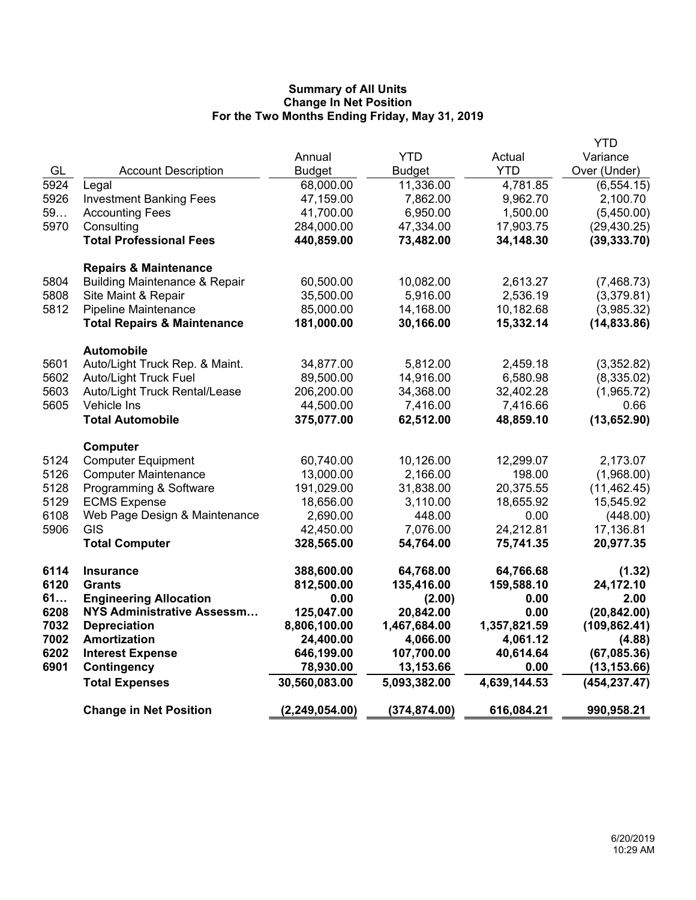**Summary of All Units**
**Change In Net Position**
**For the Two Months Ending Friday, May 31, 2019**

| GL | Account Description | Annual Budget | YTD Budget | Actual YTD | YTD Variance Over (Under) |
|---|---|---|---|---|---|
| 5924 | Legal | 68,000.00 | 11,336.00 | 4,781.85 | (6,554.15) |
| 5926 | Investment Banking Fees | 47,159.00 | 7,862.00 | 9,962.70 | 2,100.70 |
| 59… | Accounting Fees | 41,700.00 | 6,950.00 | 1,500.00 | (5,450.00) |
| 5970 | Consulting | 284,000.00 | 47,334.00 | 17,903.75 | (29,430.25) |
| | **Total Professional Fees** | **440,859.00** | **73,482.00** | **34,148.30** | **(39,333.70)** |
| | **Repairs & Maintenance** | | | | |
| 5804 | Building Maintenance & Repair | 60,500.00 | 10,082.00 | 2,613.27 | (7,468.73) |
| 5808 | Site Maint & Repair | 35,500.00 | 5,916.00 | 2,536.19 | (3,379.81) |
| 5812 | Pipeline Maintenance | 85,000.00 | 14,168.00 | 10,182.68 | (3,985.32) |
| | **Total Repairs & Maintenance** | **181,000.00** | **30,166.00** | **15,332.14** | **(14,833.86)** |
| | **Automobile** | | | | |
| 5601 | Auto/Light Truck Rep. & Maint. | 34,877.00 | 5,812.00 | 2,459.18 | (3,352.82) |
| 5602 | Auto/Light Truck Fuel | 89,500.00 | 14,916.00 | 6,580.98 | (8,335.02) |
| 5603 | Auto/Light Truck Rental/Lease | 206,200.00 | 34,368.00 | 32,402.28 | (1,965.72) |
| 5605 | Vehicle Ins | 44,500.00 | 7,416.00 | 7,416.66 | 0.66 |
| | **Total Automobile** | **375,077.00** | **62,512.00** | **48,859.10** | **(13,652.90)** |
| | **Computer** | | | | |
| 5124 | Computer Equipment | 60,740.00 | 10,126.00 | 12,299.07 | 2,173.07 |
| 5126 | Computer Maintenance | 13,000.00 | 2,166.00 | 198.00 | (1,968.00) |
| 5128 | Programming & Software | 191,029.00 | 31,838.00 | 20,375.55 | (11,462.45) |
| 5129 | ECMS Expense | 18,656.00 | 3,110.00 | 18,655.92 | 15,545.92 |
| 6108 | Web Page Design & Maintenance | 2,690.00 | 448.00 | 0.00 | (448.00) |
| 5906 | GIS | 42,450.00 | 7,076.00 | 24,212.81 | 17,136.81 |
| | **Total Computer** | **328,565.00** | **54,764.00** | **75,741.35** | **20,977.35** |
| **6114** | **Insurance** | **388,600.00** | **64,768.00** | **64,766.68** | **(1.32)** |
| **6120** | **Grants** | **812,500.00** | **135,416.00** | **159,588.10** | **24,172.10** |
| **61…** | **Engineering Allocation** | **0.00** | **(2.00)** | **0.00** | **2.00** |
| **6208** | **NYS Administrative Assessm…** | **125,047.00** | **20,842.00** | **0.00** | **(20,842.00)** |
| **7032** | **Depreciation** | **8,806,100.00** | **1,467,684.00** | **1,357,821.59** | **(109,862.41)** |
| **7002** | **Amortization** | **24,400.00** | **4,066.00** | **4,061.12** | **(4.88)** |
| **6202** | **Interest Expense** | **646,199.00** | **107,700.00** | **40,614.64** | **(67,085.36)** |
| **6901** | **Contingency** | **78,930.00** | **13,153.66** | **0.00** | **(13,153.66)** |
| | **Total Expenses** | **30,560,083.00** | **5,093,382.00** | **4,639,144.53** | **(454,237.47)** |
| | **Change in Net Position** | **(2,249,054.00)** | **(374,874.00)** | **616,084.21** | **990,958.21** |

6/20/2019
10:29 AM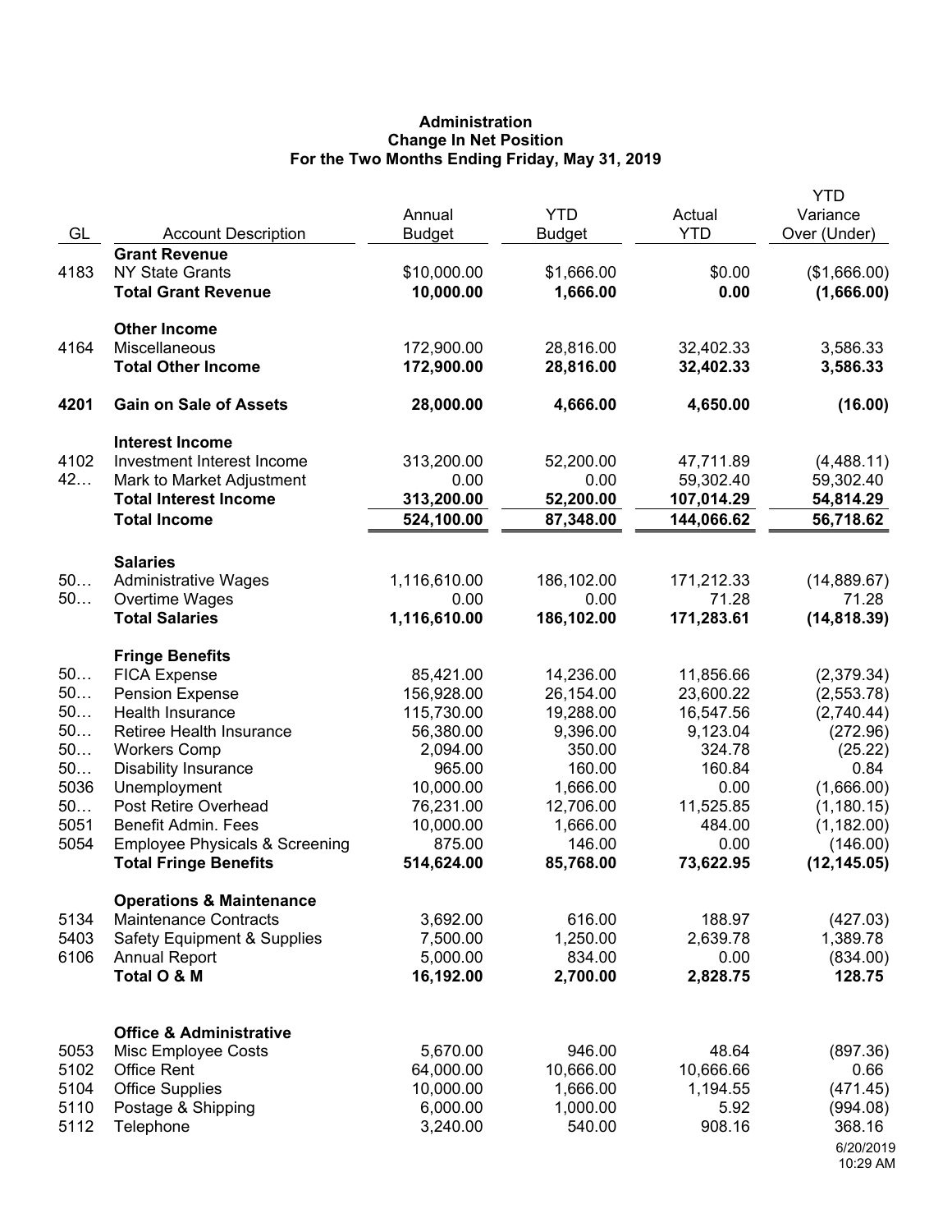**Administration**
**Change In Net Position**
**For the Two Months Ending Friday, May 31, 2019**

| GL | Account Description | Annual Budget | YTD Budget | Actual YTD | YTD Variance Over (Under) |
|---|---|---|---|---|---|
| | **Grant Revenue** | | | | |
| 4183 | NY State Grants | $10,000.00 | $1,666.00 | $0.00 | ($1,666.00) |
| | **Total Grant Revenue** | **10,000.00** | **1,666.00** | **0.00** | **(1,666.00)** |
| | **Other Income** | | | | |
| 4164 | Miscellaneous | 172,900.00 | 28,816.00 | 32,402.33 | 3,586.33 |
| | **Total Other Income** | **172,900.00** | **28,816.00** | **32,402.33** | **3,586.33** |
| **4201** | **Gain on Sale of Assets** | **28,000.00** | **4,666.00** | **4,650.00** | **(16.00)** |
| | **Interest Income** | | | | |
| 4102 | Investment Interest Income | 313,200.00 | 52,200.00 | 47,711.89 | (4,488.11) |
| 42… | Mark to Market Adjustment | 0.00 | 0.00 | 59,302.40 | 59,302.40 |
| | **Total Interest Income** | **313,200.00** | **52,200.00** | **107,014.29** | **54,814.29** |
| | **Total Income** | **524,100.00** | **87,348.00** | **144,066.62** | **56,718.62** |
| | **Salaries** | | | | |
| 50… | Administrative Wages | 1,116,610.00 | 186,102.00 | 171,212.33 | (14,889.67) |
| 50… | Overtime Wages | 0.00 | 0.00 | 71.28 | 71.28 |
| | **Total Salaries** | **1,116,610.00** | **186,102.00** | **171,283.61** | **(14,818.39)** |
| | **Fringe Benefits** | | | | |
| 50… | FICA Expense | 85,421.00 | 14,236.00 | 11,856.66 | (2,379.34) |
| 50… | Pension Expense | 156,928.00 | 26,154.00 | 23,600.22 | (2,553.78) |
| 50… | Health Insurance | 115,730.00 | 19,288.00 | 16,547.56 | (2,740.44) |
| 50… | Retiree Health Insurance | 56,380.00 | 9,396.00 | 9,123.04 | (272.96) |
| 50… | Workers Comp | 2,094.00 | 350.00 | 324.78 | (25.22) |
| 50… | Disability Insurance | 965.00 | 160.00 | 160.84 | 0.84 |
| 5036 | Unemployment | 10,000.00 | 1,666.00 | 0.00 | (1,666.00) |
| 50… | Post Retire Overhead | 76,231.00 | 12,706.00 | 11,525.85 | (1,180.15) |
| 5051 | Benefit Admin. Fees | 10,000.00 | 1,666.00 | 484.00 | (1,182.00) |
| 5054 | Employee Physicals & Screening | 875.00 | 146.00 | 0.00 | (146.00) |
| | **Total Fringe Benefits** | **514,624.00** | **85,768.00** | **73,622.95** | **(12,145.05)** |
| | **Operations & Maintenance** | | | | |
| 5134 | Maintenance Contracts | 3,692.00 | 616.00 | 188.97 | (427.03) |
| 5403 | Safety Equipment & Supplies | 7,500.00 | 1,250.00 | 2,639.78 | 1,389.78 |
| 6106 | Annual Report | 5,000.00 | 834.00 | 0.00 | (834.00) |
| | **Total O & M** | **16,192.00** | **2,700.00** | **2,828.75** | **128.75** |
| | **Office & Administrative** | | | | |
| 5053 | Misc Employee Costs | 5,670.00 | 946.00 | 48.64 | (897.36) |
| 5102 | Office Rent | 64,000.00 | 10,666.00 | 10,666.66 | 0.66 |
| 5104 | Office Supplies | 10,000.00 | 1,666.00 | 1,194.55 | (471.45) |
| 5110 | Postage & Shipping | 6,000.00 | 1,000.00 | 5.92 | (994.08) |
| 5112 | Telephone | 3,240.00 | 540.00 | 908.16 | 368.16 |

6/20/2019
10:29 AM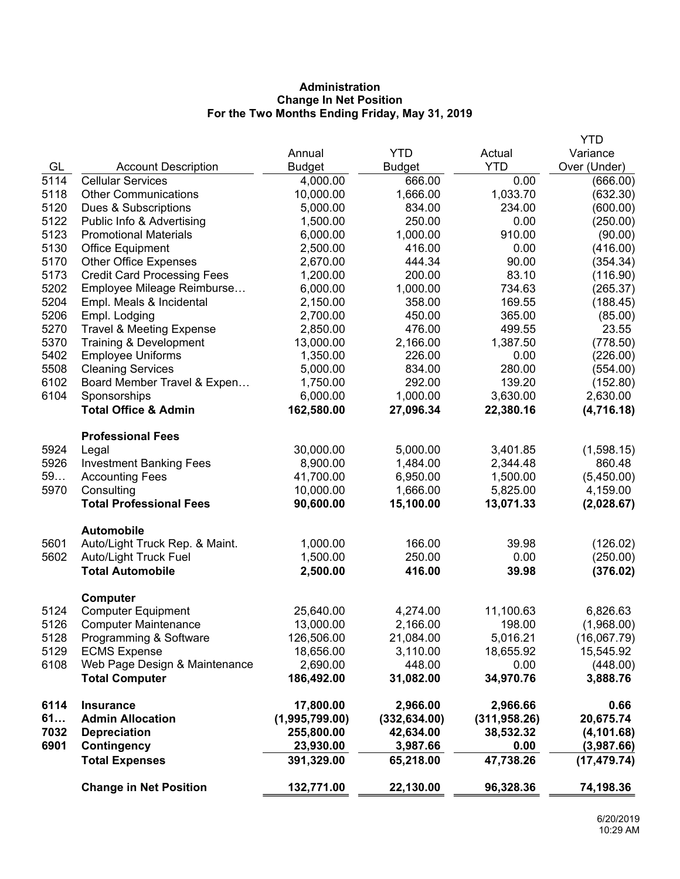**Administration**
**Change In Net Position**
**For the Two Months Ending Friday, May 31, 2019**

| GL | Account Description | Annual Budget | YTD Budget | Actual YTD | YTD Variance Over (Under) |
|---|---|---|---|---|---|
| 5114 | Cellular Services | 4,000.00 | 666.00 | 0.00 | (666.00) |
| 5118 | Other Communications | 10,000.00 | 1,666.00 | 1,033.70 | (632.30) |
| 5120 | Dues & Subscriptions | 5,000.00 | 834.00 | 234.00 | (600.00) |
| 5122 | Public Info & Advertising | 1,500.00 | 250.00 | 0.00 | (250.00) |
| 5123 | Promotional Materials | 6,000.00 | 1,000.00 | 910.00 | (90.00) |
| 5130 | Office Equipment | 2,500.00 | 416.00 | 0.00 | (416.00) |
| 5170 | Other Office Expenses | 2,670.00 | 444.34 | 90.00 | (354.34) |
| 5173 | Credit Card Processing Fees | 1,200.00 | 200.00 | 83.10 | (116.90) |
| 5202 | Employee Mileage Reimburse… | 6,000.00 | 1,000.00 | 734.63 | (265.37) |
| 5204 | Empl. Meals & Incidental | 2,150.00 | 358.00 | 169.55 | (188.45) |
| 5206 | Empl. Lodging | 2,700.00 | 450.00 | 365.00 | (85.00) |
| 5270 | Travel & Meeting Expense | 2,850.00 | 476.00 | 499.55 | 23.55 |
| 5370 | Training & Development | 13,000.00 | 2,166.00 | 1,387.50 | (778.50) |
| 5402 | Employee Uniforms | 1,350.00 | 226.00 | 0.00 | (226.00) |
| 5508 | Cleaning Services | 5,000.00 | 834.00 | 280.00 | (554.00) |
| 6102 | Board Member Travel & Expen… | 1,750.00 | 292.00 | 139.20 | (152.80) |
| 6104 | Sponsorships | 6,000.00 | 1,000.00 | 3,630.00 | 2,630.00 |
| | **Total Office & Admin** | **162,580.00** | **27,096.34** | **22,380.16** | **(4,716.18)** |
| | **Professional Fees** | | | | |
| 5924 | Legal | 30,000.00 | 5,000.00 | 3,401.85 | (1,598.15) |
| 5926 | Investment Banking Fees | 8,900.00 | 1,484.00 | 2,344.48 | 860.48 |
| 59… | Accounting Fees | 41,700.00 | 6,950.00 | 1,500.00 | (5,450.00) |
| 5970 | Consulting | 10,000.00 | 1,666.00 | 5,825.00 | 4,159.00 |
| | **Total Professional Fees** | **90,600.00** | **15,100.00** | **13,071.33** | **(2,028.67)** |
| | **Automobile** | | | | |
| 5601 | Auto/Light Truck Rep. & Maint. | 1,000.00 | 166.00 | 39.98 | (126.02) |
| 5602 | Auto/Light Truck Fuel | 1,500.00 | 250.00 | 0.00 | (250.00) |
| | **Total Automobile** | **2,500.00** | **416.00** | **39.98** | **(376.02)** |
| | **Computer** | | | | |
| 5124 | Computer Equipment | 25,640.00 | 4,274.00 | 11,100.63 | 6,826.63 |
| 5126 | Computer Maintenance | 13,000.00 | 2,166.00 | 198.00 | (1,968.00) |
| 5128 | Programming & Software | 126,506.00 | 21,084.00 | 5,016.21 | (16,067.79) |
| 5129 | ECMS Expense | 18,656.00 | 3,110.00 | 18,655.92 | 15,545.92 |
| 6108 | Web Page Design & Maintenance | 2,690.00 | 448.00 | 0.00 | (448.00) |
| | **Total Computer** | **186,492.00** | **31,082.00** | **34,970.76** | **3,888.76** |
| **6114** | **Insurance** | **17,800.00** | **2,966.00** | **2,966.66** | **0.66** |
| **61…** | **Admin Allocation** | **(1,995,799.00)** | **(332,634.00)** | **(311,958.26)** | **20,675.74** |
| **7032** | **Depreciation** | **255,800.00** | **42,634.00** | **38,532.32** | **(4,101.68)** |
| **6901** | **Contingency** | **23,930.00** | **3,987.66** | **0.00** | **(3,987.66)** |
| | **Total Expenses** | **391,329.00** | **65,218.00** | **47,738.26** | **(17,479.74)** |
| | **Change in Net Position** | **132,771.00** | **22,130.00** | **96,328.36** | **74,198.36** |

6/20/2019
10:29 AM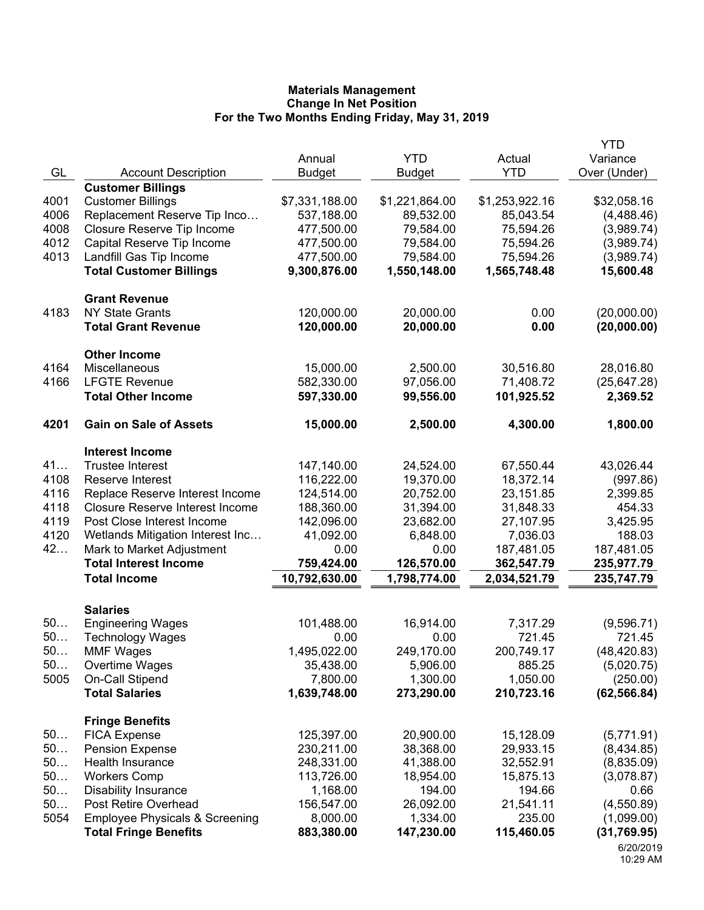**Materials Management**
**Change In Net Position**
**For the Two Months Ending Friday, May 31, 2019**

| GL | Account Description | Annual Budget | YTD Budget | Actual YTD | YTD Variance Over (Under) |
|---|---|---|---|---|---|
| | **Customer Billings** | | | | |
| 4001 | Customer Billings | $7,331,188.00 | $1,221,864.00 | $1,253,922.16 | $32,058.16 |
| 4006 | Replacement Reserve Tip Inco… | 537,188.00 | 89,532.00 | 85,043.54 | (4,488.46) |
| 4008 | Closure Reserve Tip Income | 477,500.00 | 79,584.00 | 75,594.26 | (3,989.74) |
| 4012 | Capital Reserve Tip Income | 477,500.00 | 79,584.00 | 75,594.26 | (3,989.74) |
| 4013 | Landfill Gas Tip Income | 477,500.00 | 79,584.00 | 75,594.26 | (3,989.74) |
| | **Total Customer Billings** | **9,300,876.00** | **1,550,148.00** | **1,565,748.48** | **15,600.48** |
| | **Grant Revenue** | | | | |
| 4183 | NY State Grants | 120,000.00 | 20,000.00 | 0.00 | (20,000.00) |
| | **Total Grant Revenue** | **120,000.00** | **20,000.00** | **0.00** | **(20,000.00)** |
| | **Other Income** | | | | |
| 4164 | Miscellaneous | 15,000.00 | 2,500.00 | 30,516.80 | 28,016.80 |
| 4166 | LFGTE Revenue | 582,330.00 | 97,056.00 | 71,408.72 | (25,647.28) |
| | **Total Other Income** | **597,330.00** | **99,556.00** | **101,925.52** | **2,369.52** |
| **4201** | **Gain on Sale of Assets** | **15,000.00** | **2,500.00** | **4,300.00** | **1,800.00** |
| | **Interest Income** | | | | |
| 41… | Trustee Interest | 147,140.00 | 24,524.00 | 67,550.44 | 43,026.44 |
| 4108 | Reserve Interest | 116,222.00 | 19,370.00 | 18,372.14 | (997.86) |
| 4116 | Replace Reserve Interest Income | 124,514.00 | 20,752.00 | 23,151.85 | 2,399.85 |
| 4118 | Closure Reserve Interest Income | 188,360.00 | 31,394.00 | 31,848.33 | 454.33 |
| 4119 | Post Close Interest Income | 142,096.00 | 23,682.00 | 27,107.95 | 3,425.95 |
| 4120 | Wetlands Mitigation Interest Inc… | 41,092.00 | 6,848.00 | 7,036.03 | 188.03 |
| 42… | Mark to Market Adjustment | 0.00 | 0.00 | 187,481.05 | 187,481.05 |
| | **Total Interest Income** | **759,424.00** | **126,570.00** | **362,547.79** | **235,977.79** |
| | **Total Income** | **10,792,630.00** | **1,798,774.00** | **2,034,521.79** | **235,747.79** |
| | **Salaries** | | | | |
| 50… | Engineering Wages | 101,488.00 | 16,914.00 | 7,317.29 | (9,596.71) |
| 50… | Technology Wages | 0.00 | 0.00 | 721.45 | 721.45 |
| 50… | MMF Wages | 1,495,022.00 | 249,170.00 | 200,749.17 | (48,420.83) |
| 50… | Overtime Wages | 35,438.00 | 5,906.00 | 885.25 | (5,020.75) |
| 5005 | On-Call Stipend | 7,800.00 | 1,300.00 | 1,050.00 | (250.00) |
| | **Total Salaries** | **1,639,748.00** | **273,290.00** | **210,723.16** | **(62,566.84)** |
| | **Fringe Benefits** | | | | |
| 50… | FICA Expense | 125,397.00 | 20,900.00 | 15,128.09 | (5,771.91) |
| 50… | Pension Expense | 230,211.00 | 38,368.00 | 29,933.15 | (8,434.85) |
| 50… | Health Insurance | 248,331.00 | 41,388.00 | 32,552.91 | (8,835.09) |
| 50… | Workers Comp | 113,726.00 | 18,954.00 | 15,875.13 | (3,078.87) |
| 50… | Disability Insurance | 1,168.00 | 194.00 | 194.66 | 0.66 |
| 50… | Post Retire Overhead | 156,547.00 | 26,092.00 | 21,541.11 | (4,550.89) |
| 5054 | Employee Physicals & Screening | 8,000.00 | 1,334.00 | 235.00 | (1,099.00) |
| | **Total Fringe Benefits** | **883,380.00** | **147,230.00** | **115,460.05** | **(31,769.95)** |

6/20/2019
10:29 AM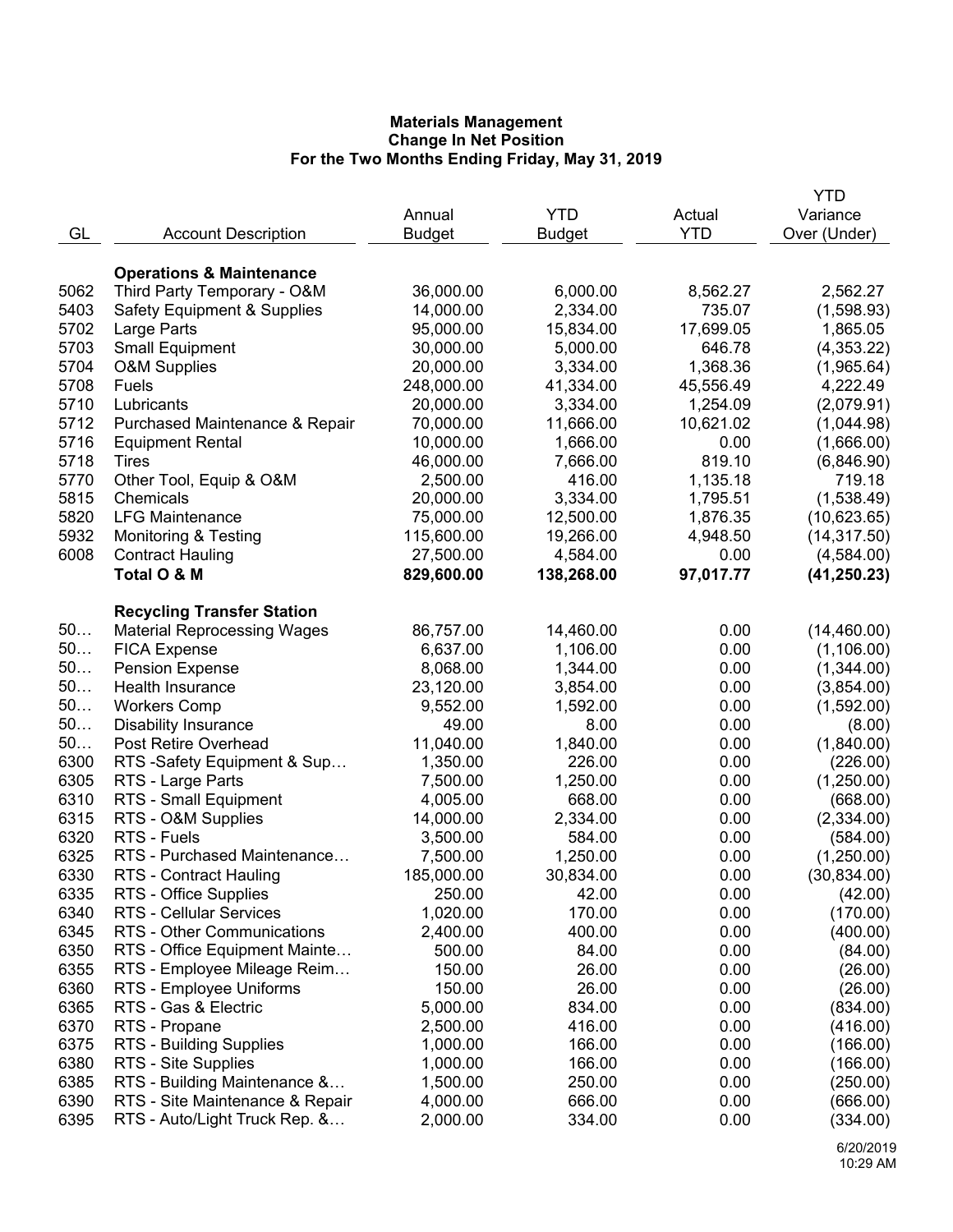**Materials Management**
**Change In Net Position**
**For the Two Months Ending Friday, May 31, 2019**

| GL | Account Description | Annual Budget | YTD Budget | Actual YTD | YTD Variance Over (Under) |
|---|---|---|---|---|---|
| | **Operations & Maintenance** | | | | |
| 5062 | Third Party Temporary - O&M | 36,000.00 | 6,000.00 | 8,562.27 | 2,562.27 |
| 5403 | Safety Equipment & Supplies | 14,000.00 | 2,334.00 | 735.07 | (1,598.93) |
| 5702 | Large Parts | 95,000.00 | 15,834.00 | 17,699.05 | 1,865.05 |
| 5703 | Small Equipment | 30,000.00 | 5,000.00 | 646.78 | (4,353.22) |
| 5704 | O&M Supplies | 20,000.00 | 3,334.00 | 1,368.36 | (1,965.64) |
| 5708 | Fuels | 248,000.00 | 41,334.00 | 45,556.49 | 4,222.49 |
| 5710 | Lubricants | 20,000.00 | 3,334.00 | 1,254.09 | (2,079.91) |
| 5712 | Purchased Maintenance & Repair | 70,000.00 | 11,666.00 | 10,621.02 | (1,044.98) |
| 5716 | Equipment Rental | 10,000.00 | 1,666.00 | 0.00 | (1,666.00) |
| 5718 | Tires | 46,000.00 | 7,666.00 | 819.10 | (6,846.90) |
| 5770 | Other Tool, Equip & O&M | 2,500.00 | 416.00 | 1,135.18 | 719.18 |
| 5815 | Chemicals | 20,000.00 | 3,334.00 | 1,795.51 | (1,538.49) |
| 5820 | LFG Maintenance | 75,000.00 | 12,500.00 | 1,876.35 | (10,623.65) |
| 5932 | Monitoring & Testing | 115,600.00 | 19,266.00 | 4,948.50 | (14,317.50) |
| 6008 | Contract Hauling | 27,500.00 | 4,584.00 | 0.00 | (4,584.00) |
| | **Total O & M** | **829,600.00** | **138,268.00** | **97,017.77** | **(41,250.23)** |
| | **Recycling Transfer Station** | | | | |
| 50… | Material Reprocessing Wages | 86,757.00 | 14,460.00 | 0.00 | (14,460.00) |
| 50… | FICA Expense | 6,637.00 | 1,106.00 | 0.00 | (1,106.00) |
| 50… | Pension Expense | 8,068.00 | 1,344.00 | 0.00 | (1,344.00) |
| 50… | Health Insurance | 23,120.00 | 3,854.00 | 0.00 | (3,854.00) |
| 50… | Workers Comp | 9,552.00 | 1,592.00 | 0.00 | (1,592.00) |
| 50… | Disability Insurance | 49.00 | 8.00 | 0.00 | (8.00) |
| 50… | Post Retire Overhead | 11,040.00 | 1,840.00 | 0.00 | (1,840.00) |
| 6300 | RTS -Safety Equipment & Sup… | 1,350.00 | 226.00 | 0.00 | (226.00) |
| 6305 | RTS - Large Parts | 7,500.00 | 1,250.00 | 0.00 | (1,250.00) |
| 6310 | RTS - Small Equipment | 4,005.00 | 668.00 | 0.00 | (668.00) |
| 6315 | RTS - O&M Supplies | 14,000.00 | 2,334.00 | 0.00 | (2,334.00) |
| 6320 | RTS - Fuels | 3,500.00 | 584.00 | 0.00 | (584.00) |
| 6325 | RTS - Purchased Maintenance… | 7,500.00 | 1,250.00 | 0.00 | (1,250.00) |
| 6330 | RTS - Contract Hauling | 185,000.00 | 30,834.00 | 0.00 | (30,834.00) |
| 6335 | RTS - Office Supplies | 250.00 | 42.00 | 0.00 | (42.00) |
| 6340 | RTS - Cellular Services | 1,020.00 | 170.00 | 0.00 | (170.00) |
| 6345 | RTS - Other Communications | 2,400.00 | 400.00 | 0.00 | (400.00) |
| 6350 | RTS - Office Equipment Mainte… | 500.00 | 84.00 | 0.00 | (84.00) |
| 6355 | RTS - Employee Mileage Reim… | 150.00 | 26.00 | 0.00 | (26.00) |
| 6360 | RTS - Employee Uniforms | 150.00 | 26.00 | 0.00 | (26.00) |
| 6365 | RTS - Gas & Electric | 5,000.00 | 834.00 | 0.00 | (834.00) |
| 6370 | RTS - Propane | 2,500.00 | 416.00 | 0.00 | (416.00) |
| 6375 | RTS - Building Supplies | 1,000.00 | 166.00 | 0.00 | (166.00) |
| 6380 | RTS - Site Supplies | 1,000.00 | 166.00 | 0.00 | (166.00) |
| 6385 | RTS - Building Maintenance &… | 1,500.00 | 250.00 | 0.00 | (250.00) |
| 6390 | RTS - Site Maintenance & Repair | 4,000.00 | 666.00 | 0.00 | (666.00) |
| 6395 | RTS - Auto/Light Truck Rep. &… | 2,000.00 | 334.00 | 0.00 | (334.00) |

6/20/2019
10:29 AM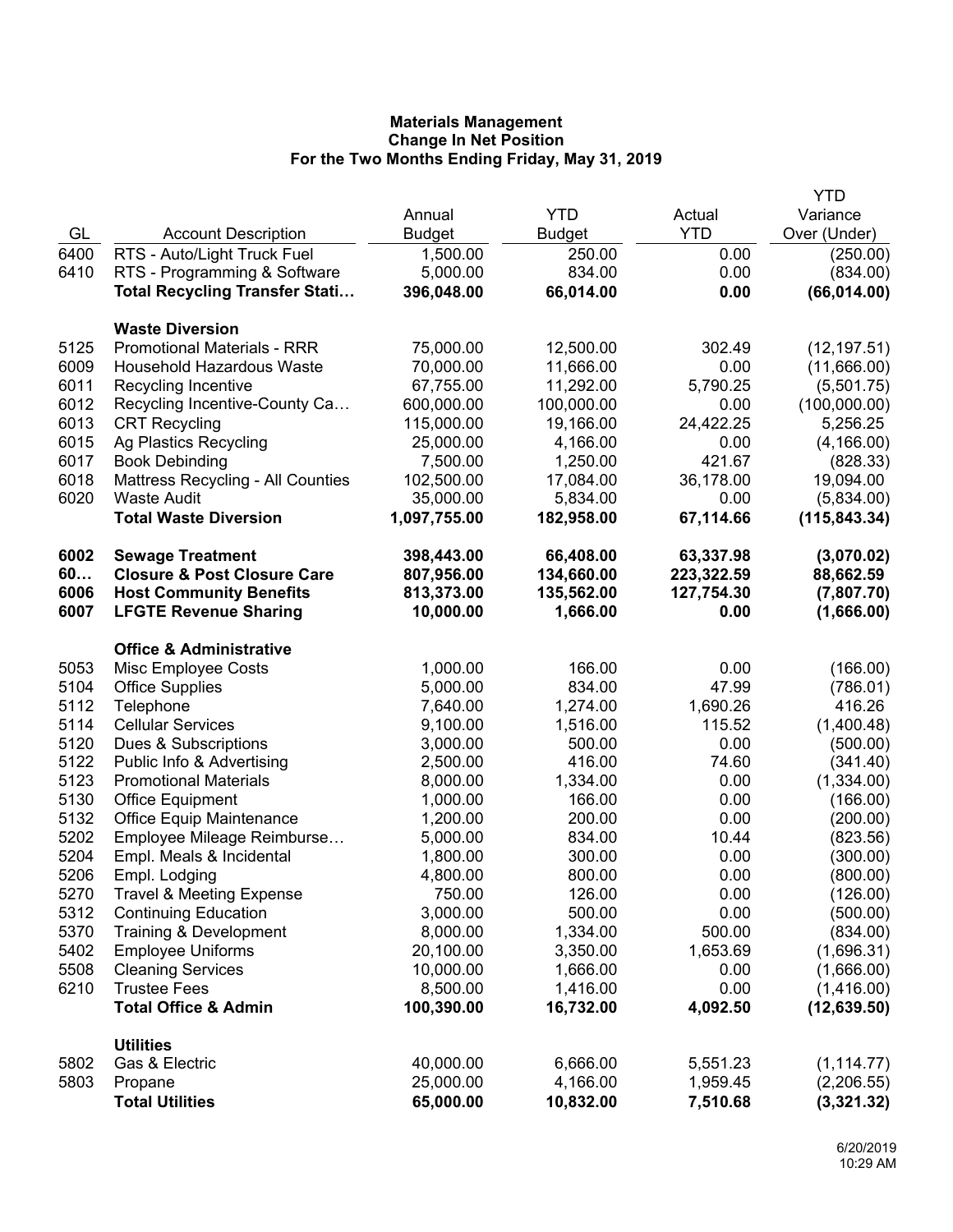**Materials Management**
**Change In Net Position**
**For the Two Months Ending Friday, May 31, 2019**

| GL | Account Description | Annual Budget | YTD Budget | Actual YTD | YTD Variance Over (Under) |
|---|---|---|---|---|---|
| 6400 | RTS - Auto/Light Truck Fuel | 1,500.00 | 250.00 | 0.00 | (250.00) |
| 6410 | RTS - Programming & Software | 5,000.00 | 834.00 | 0.00 | (834.00) |
| | **Total Recycling Transfer Stati…** | **396,048.00** | **66,014.00** | **0.00** | **(66,014.00)** |
| | **Waste Diversion** | | | | |
| 5125 | Promotional Materials - RRR | 75,000.00 | 12,500.00 | 302.49 | (12,197.51) |
| 6009 | Household Hazardous Waste | 70,000.00 | 11,666.00 | 0.00 | (11,666.00) |
| 6011 | Recycling Incentive | 67,755.00 | 11,292.00 | 5,790.25 | (5,501.75) |
| 6012 | Recycling Incentive-County Ca… | 600,000.00 | 100,000.00 | 0.00 | (100,000.00) |
| 6013 | CRT Recycling | 115,000.00 | 19,166.00 | 24,422.25 | 5,256.25 |
| 6015 | Ag Plastics Recycling | 25,000.00 | 4,166.00 | 0.00 | (4,166.00) |
| 6017 | Book Debinding | 7,500.00 | 1,250.00 | 421.67 | (828.33) |
| 6018 | Mattress Recycling - All Counties | 102,500.00 | 17,084.00 | 36,178.00 | 19,094.00 |
| 6020 | Waste Audit | 35,000.00 | 5,834.00 | 0.00 | (5,834.00) |
| | **Total Waste Diversion** | **1,097,755.00** | **182,958.00** | **67,114.66** | **(115,843.34)** |
| **6002** | **Sewage Treatment** | **398,443.00** | **66,408.00** | **63,337.98** | **(3,070.02)** |
| **60…** | **Closure & Post Closure Care** | **807,956.00** | **134,660.00** | **223,322.59** | **88,662.59** |
| **6006** | **Host Community Benefits** | **813,373.00** | **135,562.00** | **127,754.30** | **(7,807.70)** |
| **6007** | **LFGTE Revenue Sharing** | **10,000.00** | **1,666.00** | **0.00** | **(1,666.00)** |
| | **Office & Administrative** | | | | |
| 5053 | Misc Employee Costs | 1,000.00 | 166.00 | 0.00 | (166.00) |
| 5104 | Office Supplies | 5,000.00 | 834.00 | 47.99 | (786.01) |
| 5112 | Telephone | 7,640.00 | 1,274.00 | 1,690.26 | 416.26 |
| 5114 | Cellular Services | 9,100.00 | 1,516.00 | 115.52 | (1,400.48) |
| 5120 | Dues & Subscriptions | 3,000.00 | 500.00 | 0.00 | (500.00) |
| 5122 | Public Info & Advertising | 2,500.00 | 416.00 | 74.60 | (341.40) |
| 5123 | Promotional Materials | 8,000.00 | 1,334.00 | 0.00 | (1,334.00) |
| 5130 | Office Equipment | 1,000.00 | 166.00 | 0.00 | (166.00) |
| 5132 | Office Equip Maintenance | 1,200.00 | 200.00 | 0.00 | (200.00) |
| 5202 | Employee Mileage Reimburse… | 5,000.00 | 834.00 | 10.44 | (823.56) |
| 5204 | Empl. Meals & Incidental | 1,800.00 | 300.00 | 0.00 | (300.00) |
| 5206 | Empl. Lodging | 4,800.00 | 800.00 | 0.00 | (800.00) |
| 5270 | Travel & Meeting Expense | 750.00 | 126.00 | 0.00 | (126.00) |
| 5312 | Continuing Education | 3,000.00 | 500.00 | 0.00 | (500.00) |
| 5370 | Training & Development | 8,000.00 | 1,334.00 | 500.00 | (834.00) |
| 5402 | Employee Uniforms | 20,100.00 | 3,350.00 | 1,653.69 | (1,696.31) |
| 5508 | Cleaning Services | 10,000.00 | 1,666.00 | 0.00 | (1,666.00) |
| 6210 | Trustee Fees | 8,500.00 | 1,416.00 | 0.00 | (1,416.00) |
| | **Total Office & Admin** | **100,390.00** | **16,732.00** | **4,092.50** | **(12,639.50)** |
| | **Utilities** | | | | |
| 5802 | Gas & Electric | 40,000.00 | 6,666.00 | 5,551.23 | (1,114.77) |
| 5803 | Propane | 25,000.00 | 4,166.00 | 1,959.45 | (2,206.55) |
| | **Total Utilities** | **65,000.00** | **10,832.00** | **7,510.68** | **(3,321.32)** |

6/20/2019
10:29 AM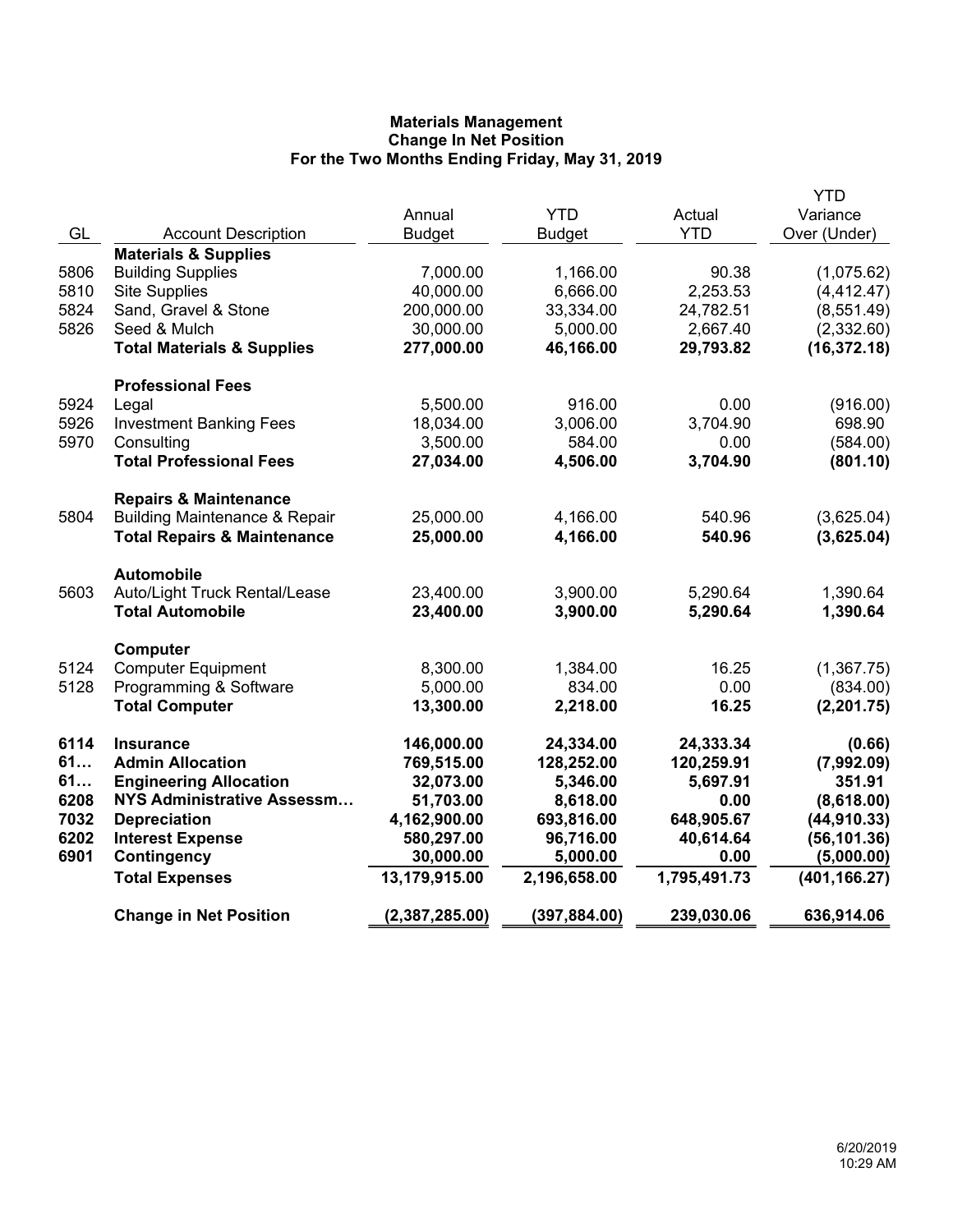**Materials Management**
**Change In Net Position**
**For the Two Months Ending Friday, May 31, 2019**

| GL | Account Description | Annual Budget | YTD Budget | Actual YTD | YTD Variance Over (Under) |
|---|---|---|---|---|---|
| | **Materials & Supplies** | | | | |
| 5806 | Building Supplies | 7,000.00 | 1,166.00 | 90.38 | (1,075.62) |
| 5810 | Site Supplies | 40,000.00 | 6,666.00 | 2,253.53 | (4,412.47) |
| 5824 | Sand, Gravel & Stone | 200,000.00 | 33,334.00 | 24,782.51 | (8,551.49) |
| 5826 | Seed & Mulch | 30,000.00 | 5,000.00 | 2,667.40 | (2,332.60) |
| | **Total Materials & Supplies** | **277,000.00** | **46,166.00** | **29,793.82** | **(16,372.18)** |
| | **Professional Fees** | | | | |
| 5924 | Legal | 5,500.00 | 916.00 | 0.00 | (916.00) |
| 5926 | Investment Banking Fees | 18,034.00 | 3,006.00 | 3,704.90 | 698.90 |
| 5970 | Consulting | 3,500.00 | 584.00 | 0.00 | (584.00) |
| | **Total Professional Fees** | **27,034.00** | **4,506.00** | **3,704.90** | **(801.10)** |
| | **Repairs & Maintenance** | | | | |
| 5804 | Building Maintenance & Repair | 25,000.00 | 4,166.00 | 540.96 | (3,625.04) |
| | **Total Repairs & Maintenance** | **25,000.00** | **4,166.00** | **540.96** | **(3,625.04)** |
| | **Automobile** | | | | |
| 5603 | Auto/Light Truck Rental/Lease | 23,400.00 | 3,900.00 | 5,290.64 | 1,390.64 |
| | **Total Automobile** | **23,400.00** | **3,900.00** | **5,290.64** | **1,390.64** |
| | **Computer** | | | | |
| 5124 | Computer Equipment | 8,300.00 | 1,384.00 | 16.25 | (1,367.75) |
| 5128 | Programming & Software | 5,000.00 | 834.00 | 0.00 | (834.00) |
| | **Total Computer** | **13,300.00** | **2,218.00** | **16.25** | **(2,201.75)** |
| **6114** | **Insurance** | **146,000.00** | **24,334.00** | **24,333.34** | **(0.66)** |
| **61…** | **Admin Allocation** | **769,515.00** | **128,252.00** | **120,259.91** | **(7,992.09)** |
| **61…** | **Engineering Allocation** | **32,073.00** | **5,346.00** | **5,697.91** | **351.91** |
| **6208** | **NYS Administrative Assessm…** | **51,703.00** | **8,618.00** | **0.00** | **(8,618.00)** |
| **7032** | **Depreciation** | **4,162,900.00** | **693,816.00** | **648,905.67** | **(44,910.33)** |
| **6202** | **Interest Expense** | **580,297.00** | **96,716.00** | **40,614.64** | **(56,101.36)** |
| **6901** | **Contingency** | **30,000.00** | **5,000.00** | **0.00** | **(5,000.00)** |
| | **Total Expenses** | **13,179,915.00** | **2,196,658.00** | **1,795,491.73** | **(401,166.27)** |
| | **Change in Net Position** | **(2,387,285.00)** | **(397,884.00)** | **239,030.06** | **636,914.06** |

6/20/2019
10:29 AM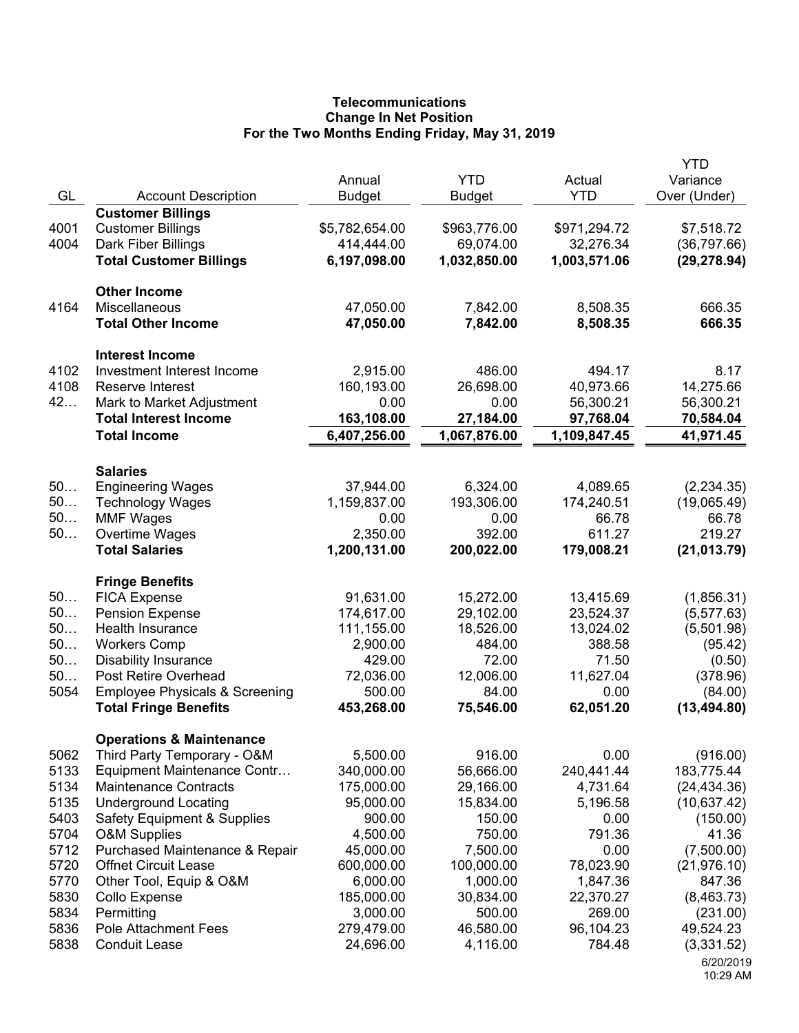# Telecommunications
## Change In Net Position
### For the Two Months Ending Friday, May 31, 2019

| GL | Account Description | Annual Budget | YTD Budget | Actual YTD | YTD Variance Over (Under) |
|---|---|---|---|---|---|
| | **Customer Billings** | | | | |
| 4001 | Customer Billings | $5,782,654.00 | $963,776.00 | $971,294.72 | $7,518.72 |
| 4004 | Dark Fiber Billings | 414,444.00 | 69,074.00 | 32,276.34 | (36,797.66) |
| | **Total Customer Billings** | **6,197,098.00** | **1,032,850.00** | **1,003,571.06** | **(29,278.94)** |
| | **Other Income** | | | | |
| 4164 | Miscellaneous | 47,050.00 | 7,842.00 | 8,508.35 | 666.35 |
| | **Total Other Income** | **47,050.00** | **7,842.00** | **8,508.35** | **666.35** |
| | **Interest Income** | | | | |
| 4102 | Investment Interest Income | 2,915.00 | 486.00 | 494.17 | 8.17 |
| 4108 | Reserve Interest | 160,193.00 | 26,698.00 | 40,973.66 | 14,275.66 |
| 42… | Mark to Market Adjustment | 0.00 | 0.00 | 56,300.21 | 56,300.21 |
| | **Total Interest Income** | **163,108.00** | **27,184.00** | **97,768.04** | **70,584.04** |
| | **Total Income** | **6,407,256.00** | **1,067,876.00** | **1,109,847.45** | **41,971.45** |
| | **Salaries** | | | | |
| 50… | Engineering Wages | 37,944.00 | 6,324.00 | 4,089.65 | (2,234.35) |
| 50… | Technology Wages | 1,159,837.00 | 193,306.00 | 174,240.51 | (19,065.49) |
| 50… | MMF Wages | 0.00 | 0.00 | 66.78 | 66.78 |
| 50… | Overtime Wages | 2,350.00 | 392.00 | 611.27 | 219.27 |
| | **Total Salaries** | **1,200,131.00** | **200,022.00** | **179,008.21** | **(21,013.79)** |
| | **Fringe Benefits** | | | | |
| 50… | FICA Expense | 91,631.00 | 15,272.00 | 13,415.69 | (1,856.31) |
| 50… | Pension Expense | 174,617.00 | 29,102.00 | 23,524.37 | (5,577.63) |
| 50… | Health Insurance | 111,155.00 | 18,526.00 | 13,024.02 | (5,501.98) |
| 50… | Workers Comp | 2,900.00 | 484.00 | 388.58 | (95.42) |
| 50… | Disability Insurance | 429.00 | 72.00 | 71.50 | (0.50) |
| 50… | Post Retire Overhead | 72,036.00 | 12,006.00 | 11,627.04 | (378.96) |
| 5054 | Employee Physicals & Screening | 500.00 | 84.00 | 0.00 | (84.00) |
| | **Total Fringe Benefits** | **453,268.00** | **75,546.00** | **62,051.20** | **(13,494.80)** |
| | **Operations & Maintenance** | | | | |
| 5062 | Third Party Temporary - O&M | 5,500.00 | 916.00 | 0.00 | (916.00) |
| 5133 | Equipment Maintenance Contr… | 340,000.00 | 56,666.00 | 240,441.44 | 183,775.44 |
| 5134 | Maintenance Contracts | 175,000.00 | 29,166.00 | 4,731.64 | (24,434.36) |
| 5135 | Underground Locating | 95,000.00 | 15,834.00 | 5,196.58 | (10,637.42) |
| 5403 | Safety Equipment & Supplies | 900.00 | 150.00 | 0.00 | (150.00) |
| 5704 | O&M Supplies | 4,500.00 | 750.00 | 791.36 | 41.36 |
| 5712 | Purchased Maintenance & Repair | 45,000.00 | 7,500.00 | 0.00 | (7,500.00) |
| 5720 | Offnet Circuit Lease | 600,000.00 | 100,000.00 | 78,023.90 | (21,976.10) |
| 5770 | Other Tool, Equip & O&M | 6,000.00 | 1,000.00 | 1,847.36 | 847.36 |
| 5830 | Collo Expense | 185,000.00 | 30,834.00 | 22,370.27 | (8,463.73) |
| 5834 | Permitting | 3,000.00 | 500.00 | 269.00 | (231.00) |
| 5836 | Pole Attachment Fees | 279,479.00 | 46,580.00 | 96,104.23 | 49,524.23 |
| 5838 | Conduit Lease | 24,696.00 | 4,116.00 | 784.48 | (3,331.52) |

6/20/2019
10:29 AM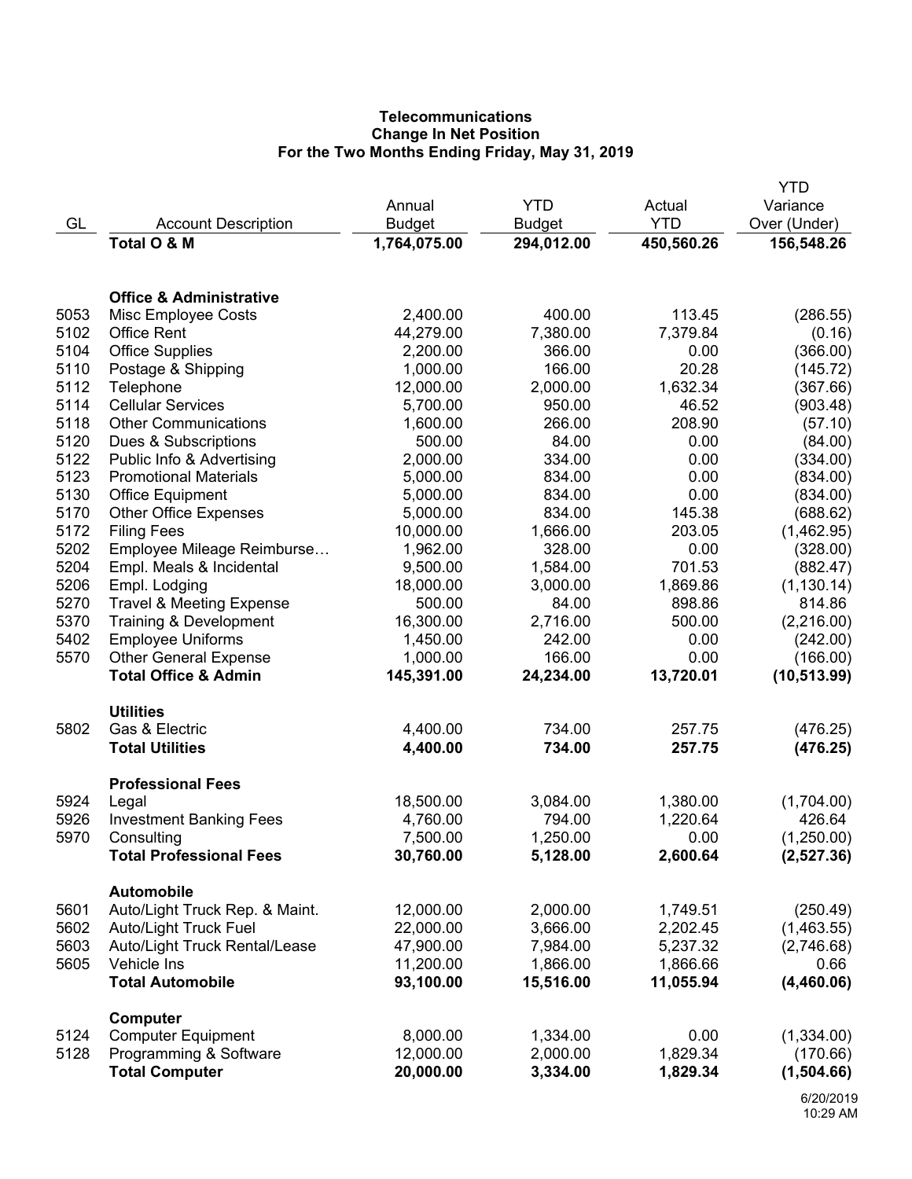**Telecommunications**
**Change In Net Position**
**For the Two Months Ending Friday, May 31, 2019**

| GL | Account Description | Annual Budget | YTD Budget | Actual YTD | YTD Variance Over (Under) |
|---|---|---|---|---|---|
| | **Total O & M** | **1,764,075.00** | **294,012.00** | **450,560.26** | **156,548.26** |
| | | | | | |
| | **Office & Administrative** | | | | |
| 5053 | Misc Employee Costs | 2,400.00 | 400.00 | 113.45 | (286.55) |
| 5102 | Office Rent | 44,279.00 | 7,380.00 | 7,379.84 | (0.16) |
| 5104 | Office Supplies | 2,200.00 | 366.00 | 0.00 | (366.00) |
| 5110 | Postage & Shipping | 1,000.00 | 166.00 | 20.28 | (145.72) |
| 5112 | Telephone | 12,000.00 | 2,000.00 | 1,632.34 | (367.66) |
| 5114 | Cellular Services | 5,700.00 | 950.00 | 46.52 | (903.48) |
| 5118 | Other Communications | 1,600.00 | 266.00 | 208.90 | (57.10) |
| 5120 | Dues & Subscriptions | 500.00 | 84.00 | 0.00 | (84.00) |
| 5122 | Public Info & Advertising | 2,000.00 | 334.00 | 0.00 | (334.00) |
| 5123 | Promotional Materials | 5,000.00 | 834.00 | 0.00 | (834.00) |
| 5130 | Office Equipment | 5,000.00 | 834.00 | 0.00 | (834.00) |
| 5170 | Other Office Expenses | 5,000.00 | 834.00 | 145.38 | (688.62) |
| 5172 | Filing Fees | 10,000.00 | 1,666.00 | 203.05 | (1,462.95) |
| 5202 | Employee Mileage Reimburse… | 1,962.00 | 328.00 | 0.00 | (328.00) |
| 5204 | Empl. Meals & Incidental | 9,500.00 | 1,584.00 | 701.53 | (882.47) |
| 5206 | Empl. Lodging | 18,000.00 | 3,000.00 | 1,869.86 | (1,130.14) |
| 5270 | Travel & Meeting Expense | 500.00 | 84.00 | 898.86 | 814.86 |
| 5370 | Training & Development | 16,300.00 | 2,716.00 | 500.00 | (2,216.00) |
| 5402 | Employee Uniforms | 1,450.00 | 242.00 | 0.00 | (242.00) |
| 5570 | Other General Expense | 1,000.00 | 166.00 | 0.00 | (166.00) |
| | **Total Office & Admin** | **145,391.00** | **24,234.00** | **13,720.01** | **(10,513.99)** |
| | | | | | |
| | **Utilities** | | | | |
| 5802 | Gas & Electric | 4,400.00 | 734.00 | 257.75 | (476.25) |
| | **Total Utilities** | **4,400.00** | **734.00** | **257.75** | **(476.25)** |
| | | | | | |
| | **Professional Fees** | | | | |
| 5924 | Legal | 18,500.00 | 3,084.00 | 1,380.00 | (1,704.00) |
| 5926 | Investment Banking Fees | 4,760.00 | 794.00 | 1,220.64 | 426.64 |
| 5970 | Consulting | 7,500.00 | 1,250.00 | 0.00 | (1,250.00) |
| | **Total Professional Fees** | **30,760.00** | **5,128.00** | **2,600.64** | **(2,527.36)** |
| | | | | | |
| | **Automobile** | | | | |
| 5601 | Auto/Light Truck Rep. & Maint. | 12,000.00 | 2,000.00 | 1,749.51 | (250.49) |
| 5602 | Auto/Light Truck Fuel | 22,000.00 | 3,666.00 | 2,202.45 | (1,463.55) |
| 5603 | Auto/Light Truck Rental/Lease | 47,900.00 | 7,984.00 | 5,237.32 | (2,746.68) |
| 5605 | Vehicle Ins | 11,200.00 | 1,866.00 | 1,866.66 | 0.66 |
| | **Total Automobile** | **93,100.00** | **15,516.00** | **11,055.94** | **(4,460.06)** |
| | | | | | |
| | **Computer** | | | | |
| 5124 | Computer Equipment | 8,000.00 | 1,334.00 | 0.00 | (1,334.00) |
| 5128 | Programming & Software | 12,000.00 | 2,000.00 | 1,829.34 | (170.66) |
| | **Total Computer** | **20,000.00** | **3,334.00** | **1,829.34** | **(1,504.66)** |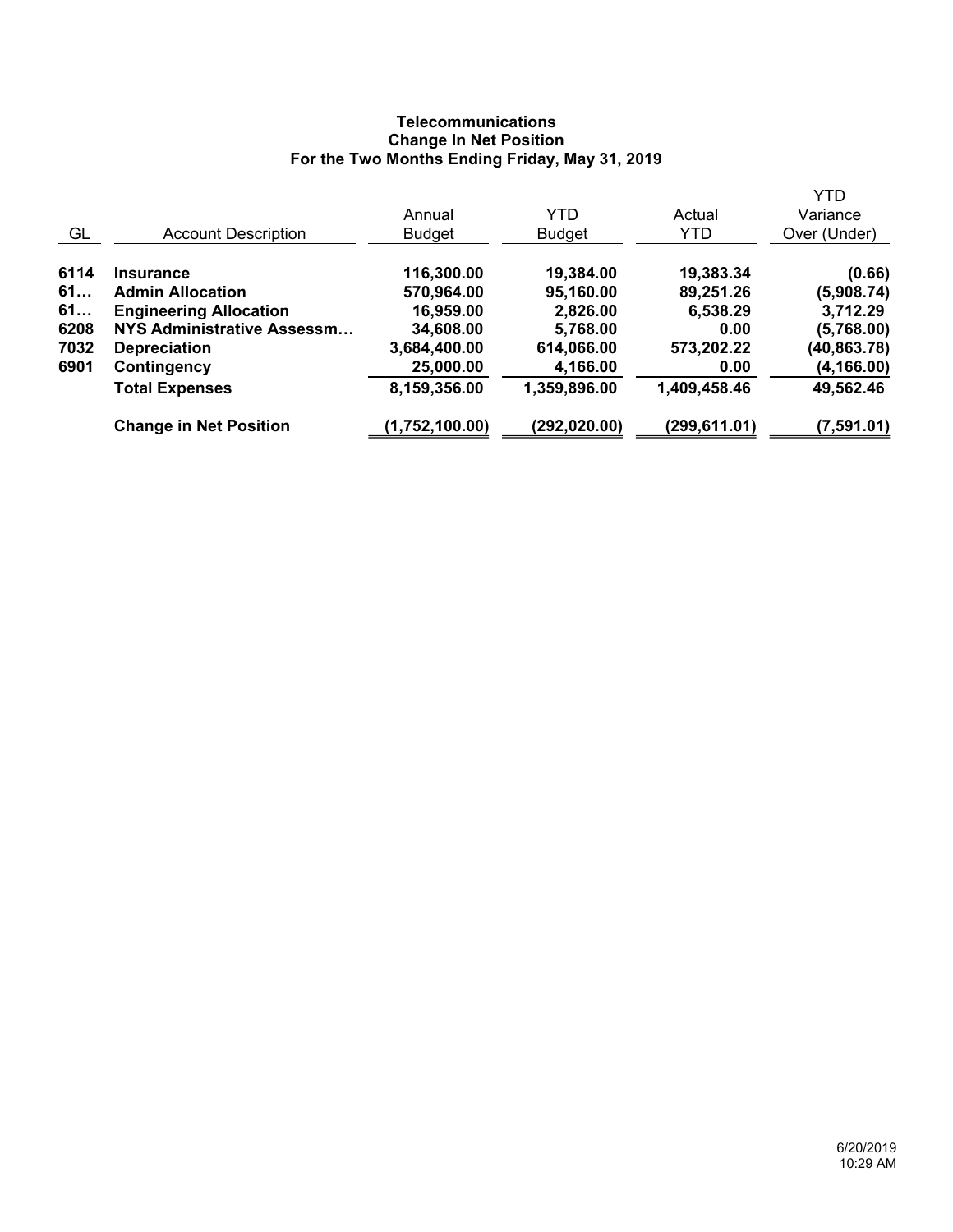**Telecommunications**
**Change In Net Position**
**For the Two Months Ending Friday, May 31, 2019**

| GL | Account Description | Annual Budget | YTD Budget | Actual YTD | YTD Variance Over (Under) |
|---|---|---|---|---|---|
| **6114** | **Insurance** | **116,300.00** | **19,384.00** | **19,383.34** | **(0.66)** |
| **61…** | **Admin Allocation** | **570,964.00** | **95,160.00** | **89,251.26** | **(5,908.74)** |
| **61…** | **Engineering Allocation** | **16,959.00** | **2,826.00** | **6,538.29** | **3,712.29** |
| **6208** | **NYS Administrative Assessm…** | **34,608.00** | **5,768.00** | **0.00** | **(5,768.00)** |
| **7032** | **Depreciation** | **3,684,400.00** | **614,066.00** | **573,202.22** | **(40,863.78)** |
| **6901** | **Contingency** | **25,000.00** | **4,166.00** | **0.00** | **(4,166.00)** |
| | **Total Expenses** | **8,159,356.00** | **1,359,896.00** | **1,409,458.46** | **49,562.46** |
| | **Change in Net Position** | **(1,752,100.00)** | **(292,020.00)** | **(299,611.01)** | **(7,591.01)** |

6/20/2019
10:29 AM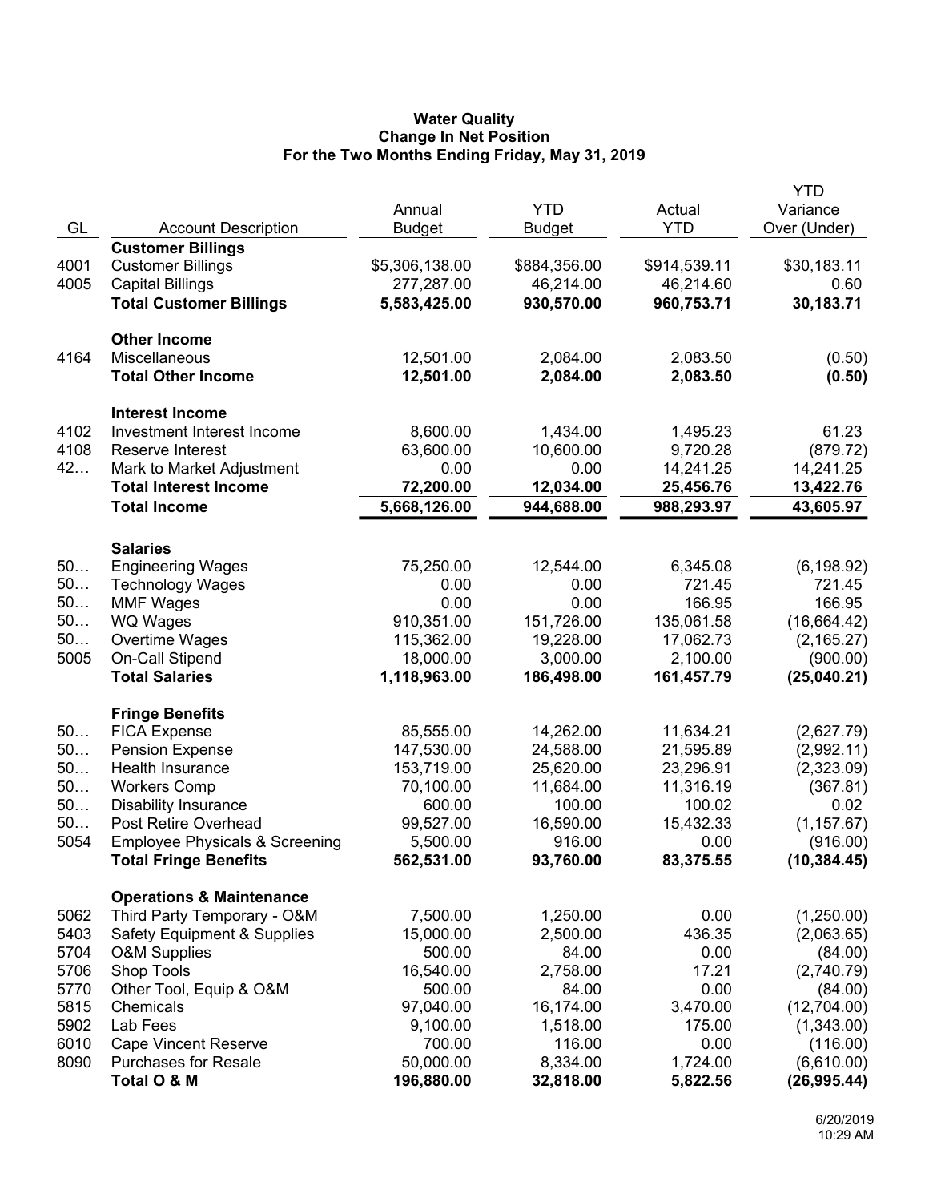**Water Quality**
**Change In Net Position**
**For the Two Months Ending Friday, May 31, 2019**

| GL | Account Description | Annual Budget | YTD Budget | Actual YTD | YTD Variance Over (Under) |
|---|---|---|---|---|---|
| | **Customer Billings** | | | | |
| 4001 | Customer Billings | $5,306,138.00 | $884,356.00 | $914,539.11 | $30,183.11 |
| 4005 | Capital Billings | 277,287.00 | 46,214.00 | 46,214.60 | 0.60 |
| | **Total Customer Billings** | **5,583,425.00** | **930,570.00** | **960,753.71** | **30,183.71** |
| | **Other Income** | | | | |
| 4164 | Miscellaneous | 12,501.00 | 2,084.00 | 2,083.50 | (0.50) |
| | **Total Other Income** | **12,501.00** | **2,084.00** | **2,083.50** | **(0.50)** |
| | **Interest Income** | | | | |
| 4102 | Investment Interest Income | 8,600.00 | 1,434.00 | 1,495.23 | 61.23 |
| 4108 | Reserve Interest | 63,600.00 | 10,600.00 | 9,720.28 | (879.72) |
| 42… | Mark to Market Adjustment | 0.00 | 0.00 | 14,241.25 | 14,241.25 |
| | **Total Interest Income** | **72,200.00** | **12,034.00** | **25,456.76** | **13,422.76** |
| | **Total Income** | **5,668,126.00** | **944,688.00** | **988,293.97** | **43,605.97** |
| | **Salaries** | | | | |
| 50… | Engineering Wages | 75,250.00 | 12,544.00 | 6,345.08 | (6,198.92) |
| 50… | Technology Wages | 0.00 | 0.00 | 721.45 | 721.45 |
| 50… | MMF Wages | 0.00 | 0.00 | 166.95 | 166.95 |
| 50… | WQ Wages | 910,351.00 | 151,726.00 | 135,061.58 | (16,664.42) |
| 50… | Overtime Wages | 115,362.00 | 19,228.00 | 17,062.73 | (2,165.27) |
| 5005 | On-Call Stipend | 18,000.00 | 3,000.00 | 2,100.00 | (900.00) |
| | **Total Salaries** | **1,118,963.00** | **186,498.00** | **161,457.79** | **(25,040.21)** |
| | **Fringe Benefits** | | | | |
| 50… | FICA Expense | 85,555.00 | 14,262.00 | 11,634.21 | (2,627.79) |
| 50… | Pension Expense | 147,530.00 | 24,588.00 | 21,595.89 | (2,992.11) |
| 50… | Health Insurance | 153,719.00 | 25,620.00 | 23,296.91 | (2,323.09) |
| 50… | Workers Comp | 70,100.00 | 11,684.00 | 11,316.19 | (367.81) |
| 50… | Disability Insurance | 600.00 | 100.00 | 100.02 | 0.02 |
| 50… | Post Retire Overhead | 99,527.00 | 16,590.00 | 15,432.33 | (1,157.67) |
| 5054 | Employee Physicals & Screening | 5,500.00 | 916.00 | 0.00 | (916.00) |
| | **Total Fringe Benefits** | **562,531.00** | **93,760.00** | **83,375.55** | **(10,384.45)** |
| | **Operations & Maintenance** | | | | |
| 5062 | Third Party Temporary - O&M | 7,500.00 | 1,250.00 | 0.00 | (1,250.00) |
| 5403 | Safety Equipment & Supplies | 15,000.00 | 2,500.00 | 436.35 | (2,063.65) |
| 5704 | O&M Supplies | 500.00 | 84.00 | 0.00 | (84.00) |
| 5706 | Shop Tools | 16,540.00 | 2,758.00 | 17.21 | (2,740.79) |
| 5770 | Other Tool, Equip & O&M | 500.00 | 84.00 | 0.00 | (84.00) |
| 5815 | Chemicals | 97,040.00 | 16,174.00 | 3,470.00 | (12,704.00) |
| 5902 | Lab Fees | 9,100.00 | 1,518.00 | 175.00 | (1,343.00) |
| 6010 | Cape Vincent Reserve | 700.00 | 116.00 | 0.00 | (116.00) |
| 8090 | Purchases for Resale | 50,000.00 | 8,334.00 | 1,724.00 | (6,610.00) |
| | **Total O & M** | **196,880.00** | **32,818.00** | **5,822.56** | **(26,995.44)** |

6/20/2019
10:29 AM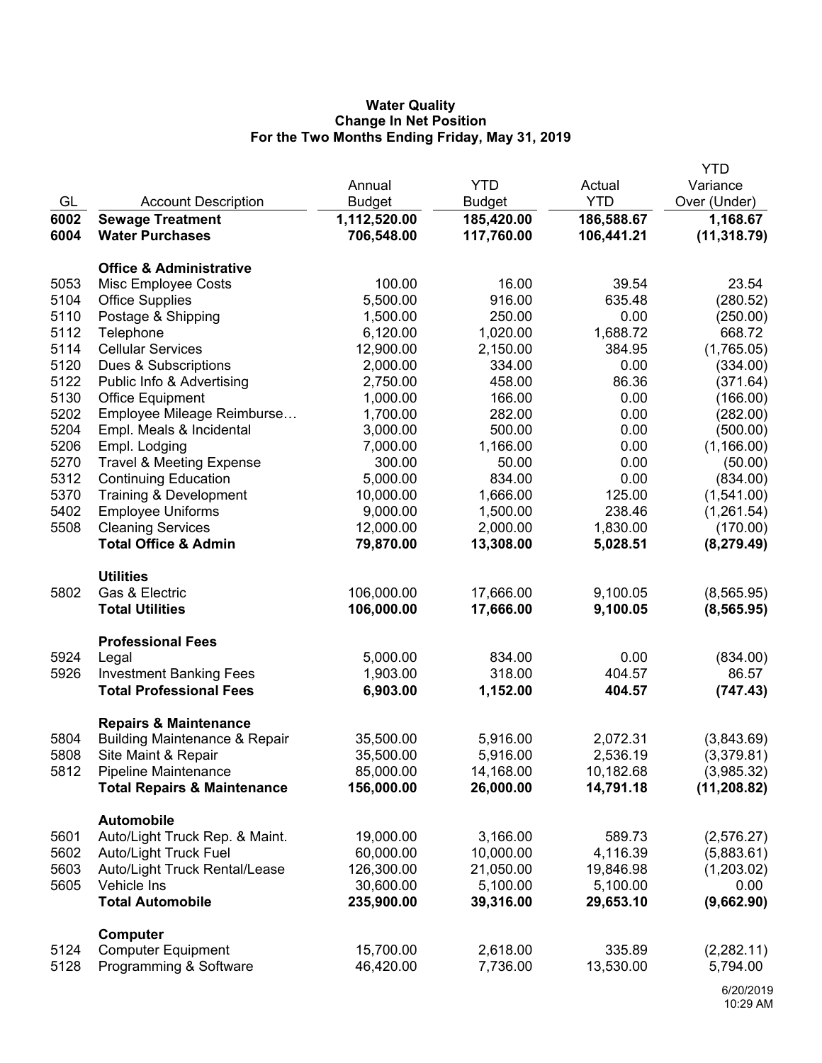**Water Quality**
**Change In Net Position**
**For the Two Months Ending Friday, May 31, 2019**

| GL | Account Description | Annual Budget | YTD Budget | Actual YTD | YTD Variance Over (Under) |
|---|---|---|---|---|---|
| **6002** | **Sewage Treatment** | **1,112,520.00** | **185,420.00** | **186,588.67** | **1,168.67** |
| **6004** | **Water Purchases** | **706,548.00** | **117,760.00** | **106,441.21** | **(11,318.79)** |
| | **Office & Administrative** | | | | |
| 5053 | Misc Employee Costs | 100.00 | 16.00 | 39.54 | 23.54 |
| 5104 | Office Supplies | 5,500.00 | 916.00 | 635.48 | (280.52) |
| 5110 | Postage & Shipping | 1,500.00 | 250.00 | 0.00 | (250.00) |
| 5112 | Telephone | 6,120.00 | 1,020.00 | 1,688.72 | 668.72 |
| 5114 | Cellular Services | 12,900.00 | 2,150.00 | 384.95 | (1,765.05) |
| 5120 | Dues & Subscriptions | 2,000.00 | 334.00 | 0.00 | (334.00) |
| 5122 | Public Info & Advertising | 2,750.00 | 458.00 | 86.36 | (371.64) |
| 5130 | Office Equipment | 1,000.00 | 166.00 | 0.00 | (166.00) |
| 5202 | Employee Mileage Reimburse… | 1,700.00 | 282.00 | 0.00 | (282.00) |
| 5204 | Empl. Meals & Incidental | 3,000.00 | 500.00 | 0.00 | (500.00) |
| 5206 | Empl. Lodging | 7,000.00 | 1,166.00 | 0.00 | (1,166.00) |
| 5270 | Travel & Meeting Expense | 300.00 | 50.00 | 0.00 | (50.00) |
| 5312 | Continuing Education | 5,000.00 | 834.00 | 0.00 | (834.00) |
| 5370 | Training & Development | 10,000.00 | 1,666.00 | 125.00 | (1,541.00) |
| 5402 | Employee Uniforms | 9,000.00 | 1,500.00 | 238.46 | (1,261.54) |
| 5508 | Cleaning Services | 12,000.00 | 2,000.00 | 1,830.00 | (170.00) |
| | **Total Office & Admin** | **79,870.00** | **13,308.00** | **5,028.51** | **(8,279.49)** |
| | **Utilities** | | | | |
| 5802 | Gas & Electric | 106,000.00 | 17,666.00 | 9,100.05 | (8,565.95) |
| | **Total Utilities** | **106,000.00** | **17,666.00** | **9,100.05** | **(8,565.95)** |
| | **Professional Fees** | | | | |
| 5924 | Legal | 5,000.00 | 834.00 | 0.00 | (834.00) |
| 5926 | Investment Banking Fees | 1,903.00 | 318.00 | 404.57 | 86.57 |
| | **Total Professional Fees** | **6,903.00** | **1,152.00** | **404.57** | **(747.43)** |
| | **Repairs & Maintenance** | | | | |
| 5804 | Building Maintenance & Repair | 35,500.00 | 5,916.00 | 2,072.31 | (3,843.69) |
| 5808 | Site Maint & Repair | 35,500.00 | 5,916.00 | 2,536.19 | (3,379.81) |
| 5812 | Pipeline Maintenance | 85,000.00 | 14,168.00 | 10,182.68 | (3,985.32) |
| | **Total Repairs & Maintenance** | **156,000.00** | **26,000.00** | **14,791.18** | **(11,208.82)** |
| | **Automobile** | | | | |
| 5601 | Auto/Light Truck Rep. & Maint. | 19,000.00 | 3,166.00 | 589.73 | (2,576.27) |
| 5602 | Auto/Light Truck Fuel | 60,000.00 | 10,000.00 | 4,116.39 | (5,883.61) |
| 5603 | Auto/Light Truck Rental/Lease | 126,300.00 | 21,050.00 | 19,846.98 | (1,203.02) |
| 5605 | Vehicle Ins | 30,600.00 | 5,100.00 | 5,100.00 | 0.00 |
| | **Total Automobile** | **235,900.00** | **39,316.00** | **29,653.10** | **(9,662.90)** |
| | **Computer** | | | | |
| 5124 | Computer Equipment | 15,700.00 | 2,618.00 | 335.89 | (2,282.11) |
| 5128 | Programming & Software | 46,420.00 | 7,736.00 | 13,530.00 | 5,794.00 |

6/20/2019
10:29 AM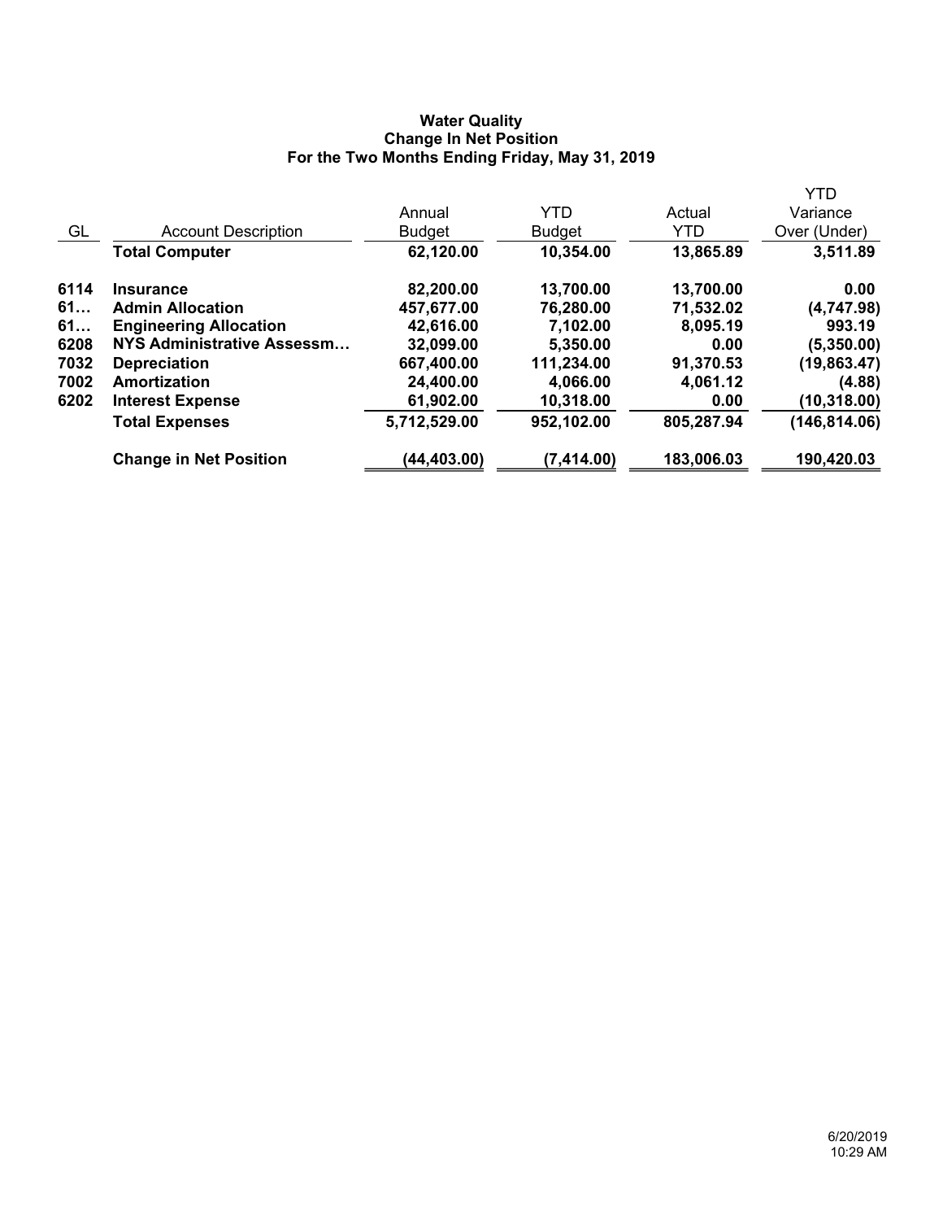**Water Quality**
**Change In Net Position**
**For the Two Months Ending Friday, May 31, 2019**

| GL | Account Description | Annual Budget | YTD Budget | Actual YTD | YTD Variance Over (Under) |
|---|---|---|---|---|---|
| | **Total Computer** | **62,120.00** | **10,354.00** | **13,865.89** | **3,511.89** |
| 6114 | **Insurance** | **82,200.00** | **13,700.00** | **13,700.00** | **0.00** |
| 61… | **Admin Allocation** | **457,677.00** | **76,280.00** | **71,532.02** | **(4,747.98)** |
| 61… | **Engineering Allocation** | **42,616.00** | **7,102.00** | **8,095.19** | **993.19** |
| 6208 | **NYS Administrative Assessm…** | **32,099.00** | **5,350.00** | **0.00** | **(5,350.00)** |
| 7032 | **Depreciation** | **667,400.00** | **111,234.00** | **91,370.53** | **(19,863.47)** |
| 7002 | **Amortization** | **24,400.00** | **4,066.00** | **4,061.12** | **(4.88)** |
| 6202 | **Interest Expense** | **61,902.00** | **10,318.00** | **0.00** | **(10,318.00)** |
| | **Total Expenses** | **5,712,529.00** | **952,102.00** | **805,287.94** | **(146,814.06)** |
| | **Change in Net Position** | **(44,403.00)** | **(7,414.00)** | **183,006.03** | **190,420.03** |

6/20/2019
10:29 AM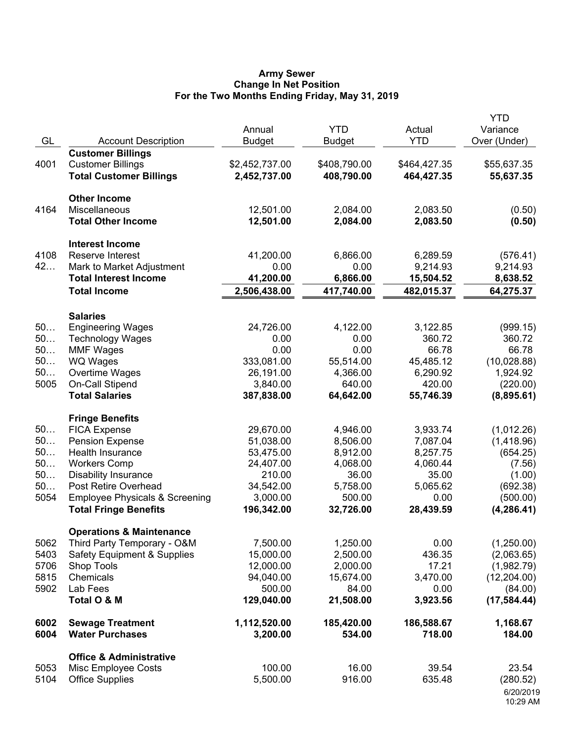**Army Sewer**
**Change In Net Position**
**For the Two Months Ending Friday, May 31, 2019**

| GL | Account Description | Annual Budget | YTD Budget | Actual YTD | YTD Variance Over (Under) |
|---|---|---|---|---|---|
| | **Customer Billings** | | | | |
| 4001 | Customer Billings | $2,452,737.00 | $408,790.00 | $464,427.35 | $55,637.35 |
| | **Total Customer Billings** | **2,452,737.00** | **408,790.00** | **464,427.35** | **55,637.35** |
| | **Other Income** | | | | |
| 4164 | Miscellaneous | 12,501.00 | 2,084.00 | 2,083.50 | (0.50) |
| | **Total Other Income** | **12,501.00** | **2,084.00** | **2,083.50** | **(0.50)** |
| | **Interest Income** | | | | |
| 4108 | Reserve Interest | 41,200.00 | 6,866.00 | 6,289.59 | (576.41) |
| 42… | Mark to Market Adjustment | 0.00 | 0.00 | 9,214.93 | 9,214.93 |
| | **Total Interest Income** | **41,200.00** | **6,866.00** | **15,504.52** | **8,638.52** |
| | **Total Income** | **2,506,438.00** | **417,740.00** | **482,015.37** | **64,275.37** |
| | **Salaries** | | | | |
| 50… | Engineering Wages | 24,726.00 | 4,122.00 | 3,122.85 | (999.15) |
| 50… | Technology Wages | 0.00 | 0.00 | 360.72 | 360.72 |
| 50… | MMF Wages | 0.00 | 0.00 | 66.78 | 66.78 |
| 50… | WQ Wages | 333,081.00 | 55,514.00 | 45,485.12 | (10,028.88) |
| 50… | Overtime Wages | 26,191.00 | 4,366.00 | 6,290.92 | 1,924.92 |
| 5005 | On-Call Stipend | 3,840.00 | 640.00 | 420.00 | (220.00) |
| | **Total Salaries** | **387,838.00** | **64,642.00** | **55,746.39** | **(8,895.61)** |
| | **Fringe Benefits** | | | | |
| 50… | FICA Expense | 29,670.00 | 4,946.00 | 3,933.74 | (1,012.26) |
| 50… | Pension Expense | 51,038.00 | 8,506.00 | 7,087.04 | (1,418.96) |
| 50… | Health Insurance | 53,475.00 | 8,912.00 | 8,257.75 | (654.25) |
| 50… | Workers Comp | 24,407.00 | 4,068.00 | 4,060.44 | (7.56) |
| 50… | Disability Insurance | 210.00 | 36.00 | 35.00 | (1.00) |
| 50… | Post Retire Overhead | 34,542.00 | 5,758.00 | 5,065.62 | (692.38) |
| 5054 | Employee Physicals & Screening | 3,000.00 | 500.00 | 0.00 | (500.00) |
| | **Total Fringe Benefits** | **196,342.00** | **32,726.00** | **28,439.59** | **(4,286.41)** |
| | **Operations & Maintenance** | | | | |
| 5062 | Third Party Temporary - O&M | 7,500.00 | 1,250.00 | 0.00 | (1,250.00) |
| 5403 | Safety Equipment & Supplies | 15,000.00 | 2,500.00 | 436.35 | (2,063.65) |
| 5706 | Shop Tools | 12,000.00 | 2,000.00 | 17.21 | (1,982.79) |
| 5815 | Chemicals | 94,040.00 | 15,674.00 | 3,470.00 | (12,204.00) |
| 5902 | Lab Fees | 500.00 | 84.00 | 0.00 | (84.00) |
| | **Total O & M** | **129,040.00** | **21,508.00** | **3,923.56** | **(17,584.44)** |
| **6002** | **Sewage Treatment** | **1,112,520.00** | **185,420.00** | **186,588.67** | **1,168.67** |
| **6004** | **Water Purchases** | **3,200.00** | **534.00** | **718.00** | **184.00** |
| | **Office & Administrative** | | | | |
| 5053 | Misc Employee Costs | 100.00 | 16.00 | 39.54 | 23.54 |
| 5104 | Office Supplies | 5,500.00 | 916.00 | 635.48 | (280.52) |

6/20/2019
10:29 AM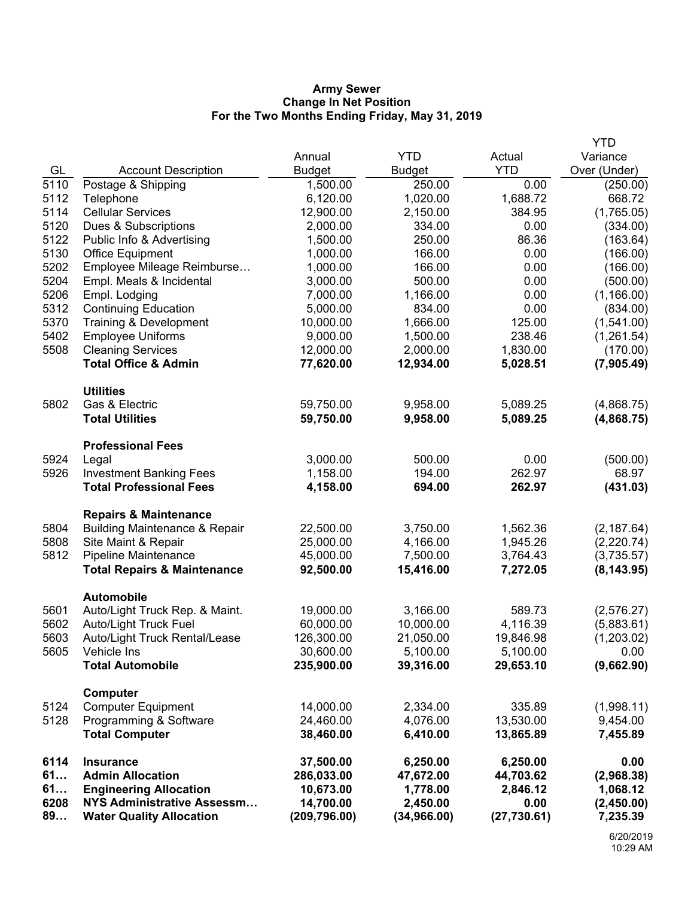**Army Sewer**
**Change In Net Position**
**For the Two Months Ending Friday, May 31, 2019**

| GL | Account Description | Annual Budget | YTD Budget | Actual YTD | YTD Variance Over (Under) |
|---|---|---|---|---|---|
| 5110 | Postage & Shipping | 1,500.00 | 250.00 | 0.00 | (250.00) |
| 5112 | Telephone | 6,120.00 | 1,020.00 | 1,688.72 | 668.72 |
| 5114 | Cellular Services | 12,900.00 | 2,150.00 | 384.95 | (1,765.05) |
| 5120 | Dues & Subscriptions | 2,000.00 | 334.00 | 0.00 | (334.00) |
| 5122 | Public Info & Advertising | 1,500.00 | 250.00 | 86.36 | (163.64) |
| 5130 | Office Equipment | 1,000.00 | 166.00 | 0.00 | (166.00) |
| 5202 | Employee Mileage Reimburse… | 1,000.00 | 166.00 | 0.00 | (166.00) |
| 5204 | Empl. Meals & Incidental | 3,000.00 | 500.00 | 0.00 | (500.00) |
| 5206 | Empl. Lodging | 7,000.00 | 1,166.00 | 0.00 | (1,166.00) |
| 5312 | Continuing Education | 5,000.00 | 834.00 | 0.00 | (834.00) |
| 5370 | Training & Development | 10,000.00 | 1,666.00 | 125.00 | (1,541.00) |
| 5402 | Employee Uniforms | 9,000.00 | 1,500.00 | 238.46 | (1,261.54) |
| 5508 | Cleaning Services | 12,000.00 | 2,000.00 | 1,830.00 | (170.00) |
| | **Total Office & Admin** | **77,620.00** | **12,934.00** | **5,028.51** | **(7,905.49)** |
| | **Utilities** | | | | |
| 5802 | Gas & Electric | 59,750.00 | 9,958.00 | 5,089.25 | (4,868.75) |
| | **Total Utilities** | **59,750.00** | **9,958.00** | **5,089.25** | **(4,868.75)** |
| | **Professional Fees** | | | | |
| 5924 | Legal | 3,000.00 | 500.00 | 0.00 | (500.00) |
| 5926 | Investment Banking Fees | 1,158.00 | 194.00 | 262.97 | 68.97 |
| | **Total Professional Fees** | **4,158.00** | **694.00** | **262.97** | **(431.03)** |
| | **Repairs & Maintenance** | | | | |
| 5804 | Building Maintenance & Repair | 22,500.00 | 3,750.00 | 1,562.36 | (2,187.64) |
| 5808 | Site Maint & Repair | 25,000.00 | 4,166.00 | 1,945.26 | (2,220.74) |
| 5812 | Pipeline Maintenance | 45,000.00 | 7,500.00 | 3,764.43 | (3,735.57) |
| | **Total Repairs & Maintenance** | **92,500.00** | **15,416.00** | **7,272.05** | **(8,143.95)** |
| | **Automobile** | | | | |
| 5601 | Auto/Light Truck Rep. & Maint. | 19,000.00 | 3,166.00 | 589.73 | (2,576.27) |
| 5602 | Auto/Light Truck Fuel | 60,000.00 | 10,000.00 | 4,116.39 | (5,883.61) |
| 5603 | Auto/Light Truck Rental/Lease | 126,300.00 | 21,050.00 | 19,846.98 | (1,203.02) |
| 5605 | Vehicle Ins | 30,600.00 | 5,100.00 | 5,100.00 | 0.00 |
| | **Total Automobile** | **235,900.00** | **39,316.00** | **29,653.10** | **(9,662.90)** |
| | **Computer** | | | | |
| 5124 | Computer Equipment | 14,000.00 | 2,334.00 | 335.89 | (1,998.11) |
| 5128 | Programming & Software | 24,460.00 | 4,076.00 | 13,530.00 | 9,454.00 |
| | **Total Computer** | **38,460.00** | **6,410.00** | **13,865.89** | **7,455.89** |
| **6114** | **Insurance** | **37,500.00** | **6,250.00** | **6,250.00** | **0.00** |
| **61…** | **Admin Allocation** | **286,033.00** | **47,672.00** | **44,703.62** | **(2,968.38)** |
| **61…** | **Engineering Allocation** | **10,673.00** | **1,778.00** | **2,846.12** | **1,068.12** |
| **6208** | **NYS Administrative Assessm…** | **14,700.00** | **2,450.00** | **0.00** | **(2,450.00)** |
| **89…** | **Water Quality Allocation** | **(209,796.00)** | **(34,966.00)** | **(27,730.61)** | **7,235.39** |

6/20/2019
10:29 AM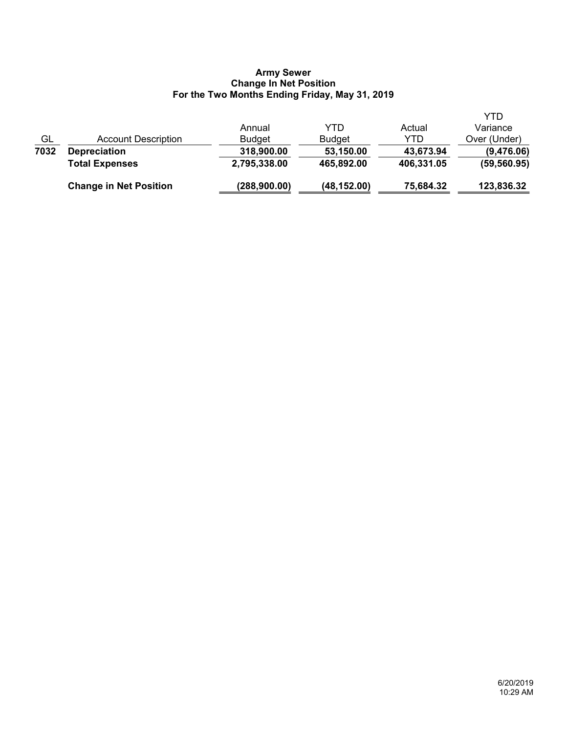**Army Sewer**
**Change In Net Position**
**For the Two Months Ending Friday, May 31, 2019**

| GL | Account Description | Annual Budget | YTD Budget | Actual YTD | YTD Variance Over (Under) |
|---|---|---|---|---|---|
| **7032** | **Depreciation** | **318,900.00** | **53,150.00** | **43,673.94** | **(9,476.06)** |
| | **Total Expenses** | **2,795,338.00** | **465,892.00** | **406,331.05** | **(59,560.95)** |
| | **Change in Net Position** | **(288,900.00)** | **(48,152.00)** | **75,684.32** | **123,836.32** |

6/20/2019
10:29 AM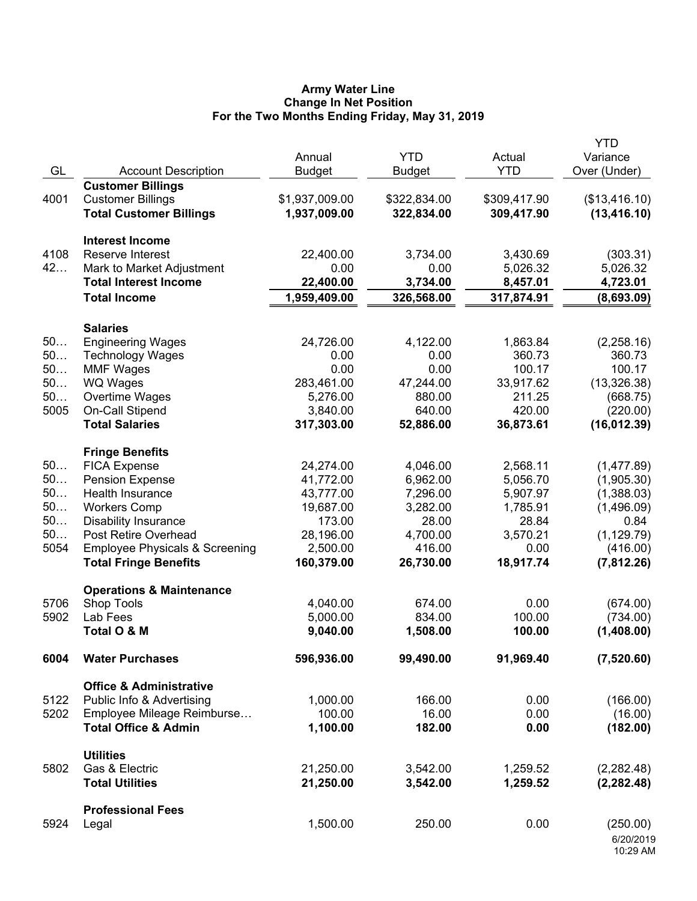**Army Water Line**
**Change In Net Position**
**For the Two Months Ending Friday, May 31, 2019**

| GL | Account Description | Annual Budget | YTD Budget | Actual YTD | YTD Variance Over (Under) |
|---|---|---|---|---|---|
| | **Customer Billings** | | | | |
| 4001 | Customer Billings | $1,937,009.00 | $322,834.00 | $309,417.90 | ($13,416.10) |
| | **Total Customer Billings** | **1,937,009.00** | **322,834.00** | **309,417.90** | **(13,416.10)** |
| | **Interest Income** | | | | |
| 4108 | Reserve Interest | 22,400.00 | 3,734.00 | 3,430.69 | (303.31) |
| 42… | Mark to Market Adjustment | 0.00 | 0.00 | 5,026.32 | 5,026.32 |
| | **Total Interest Income** | **22,400.00** | **3,734.00** | **8,457.01** | **4,723.01** |
| | **Total Income** | **1,959,409.00** | **326,568.00** | **317,874.91** | **(8,693.09)** |
| | **Salaries** | | | | |
| 50… | Engineering Wages | 24,726.00 | 4,122.00 | 1,863.84 | (2,258.16) |
| 50… | Technology Wages | 0.00 | 0.00 | 360.73 | 360.73 |
| 50… | MMF Wages | 0.00 | 0.00 | 100.17 | 100.17 |
| 50… | WQ Wages | 283,461.00 | 47,244.00 | 33,917.62 | (13,326.38) |
| 50… | Overtime Wages | 5,276.00 | 880.00 | 211.25 | (668.75) |
| 5005 | On-Call Stipend | 3,840.00 | 640.00 | 420.00 | (220.00) |
| | **Total Salaries** | **317,303.00** | **52,886.00** | **36,873.61** | **(16,012.39)** |
| | **Fringe Benefits** | | | | |
| 50… | FICA Expense | 24,274.00 | 4,046.00 | 2,568.11 | (1,477.89) |
| 50… | Pension Expense | 41,772.00 | 6,962.00 | 5,056.70 | (1,905.30) |
| 50… | Health Insurance | 43,777.00 | 7,296.00 | 5,907.97 | (1,388.03) |
| 50… | Workers Comp | 19,687.00 | 3,282.00 | 1,785.91 | (1,496.09) |
| 50… | Disability Insurance | 173.00 | 28.00 | 28.84 | 0.84 |
| 50… | Post Retire Overhead | 28,196.00 | 4,700.00 | 3,570.21 | (1,129.79) |
| 5054 | Employee Physicals & Screening | 2,500.00 | 416.00 | 0.00 | (416.00) |
| | **Total Fringe Benefits** | **160,379.00** | **26,730.00** | **18,917.74** | **(7,812.26)** |
| | **Operations & Maintenance** | | | | |
| 5706 | Shop Tools | 4,040.00 | 674.00 | 0.00 | (674.00) |
| 5902 | Lab Fees | 5,000.00 | 834.00 | 100.00 | (734.00) |
| | **Total O & M** | **9,040.00** | **1,508.00** | **100.00** | **(1,408.00)** |
| **6004** | **Water Purchases** | **596,936.00** | **99,490.00** | **91,969.40** | **(7,520.60)** |
| | **Office & Administrative** | | | | |
| 5122 | Public Info & Advertising | 1,000.00 | 166.00 | 0.00 | (166.00) |
| 5202 | Employee Mileage Reimburse… | 100.00 | 16.00 | 0.00 | (16.00) |
| | **Total Office & Admin** | **1,100.00** | **182.00** | **0.00** | **(182.00)** |
| | **Utilities** | | | | |
| 5802 | Gas & Electric | 21,250.00 | 3,542.00 | 1,259.52 | (2,282.48) |
| | **Total Utilities** | **21,250.00** | **3,542.00** | **1,259.52** | **(2,282.48)** |
| | **Professional Fees** | | | | |
| 5924 | Legal | 1,500.00 | 250.00 | 0.00 | (250.00) |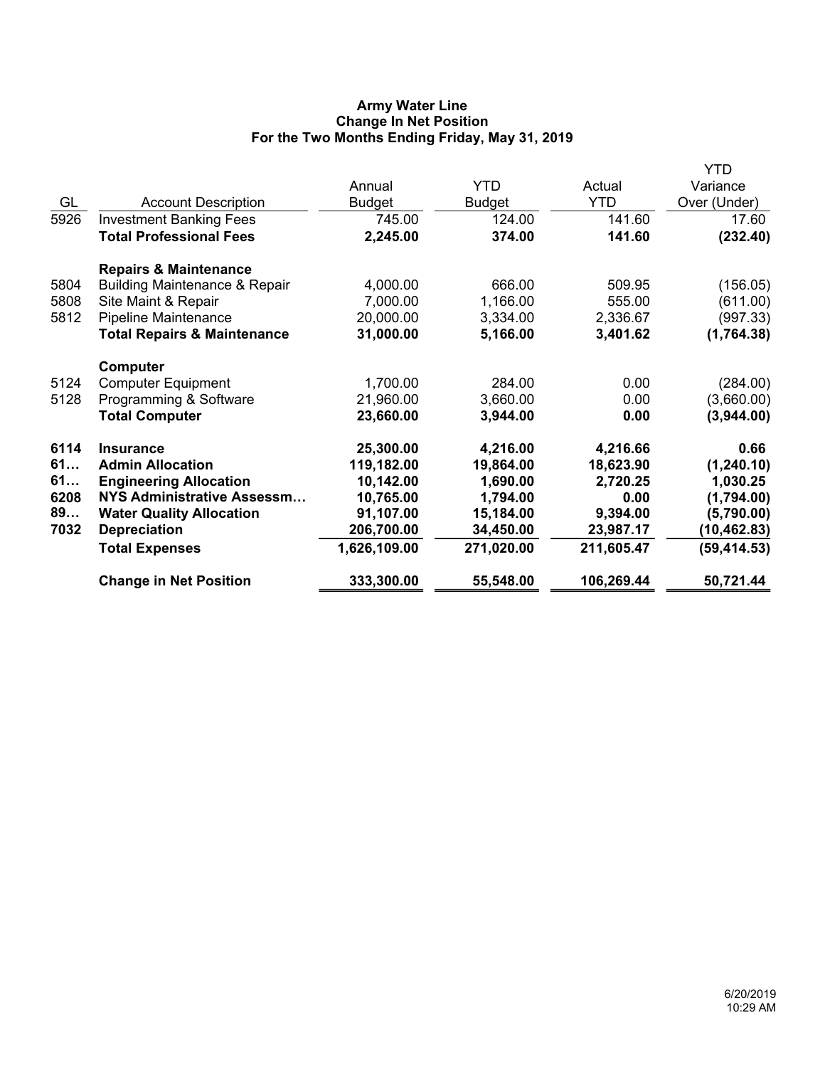**Army Water Line**
**Change In Net Position**
**For the Two Months Ending Friday, May 31, 2019**

| GL | Account Description | Annual Budget | YTD Budget | Actual YTD | YTD Variance Over (Under) |
|---|---|---|---|---|---|
| 5926 | Investment Banking Fees | 745.00 | 124.00 | 141.60 | 17.60 |
| | **Total Professional Fees** | **2,245.00** | **374.00** | **141.60** | **(232.40)** |
| | **Repairs & Maintenance** | | | | |
| 5804 | Building Maintenance & Repair | 4,000.00 | 666.00 | 509.95 | (156.05) |
| 5808 | Site Maint & Repair | 7,000.00 | 1,166.00 | 555.00 | (611.00) |
| 5812 | Pipeline Maintenance | 20,000.00 | 3,334.00 | 2,336.67 | (997.33) |
| | **Total Repairs & Maintenance** | **31,000.00** | **5,166.00** | **3,401.62** | **(1,764.38)** |
| | **Computer** | | | | |
| 5124 | Computer Equipment | 1,700.00 | 284.00 | 0.00 | (284.00) |
| 5128 | Programming & Software | 21,960.00 | 3,660.00 | 0.00 | (3,660.00) |
| | **Total Computer** | **23,660.00** | **3,944.00** | **0.00** | **(3,944.00)** |
| **6114** | **Insurance** | **25,300.00** | **4,216.00** | **4,216.66** | **0.66** |
| **61…** | **Admin Allocation** | **119,182.00** | **19,864.00** | **18,623.90** | **(1,240.10)** |
| **61…** | **Engineering Allocation** | **10,142.00** | **1,690.00** | **2,720.25** | **1,030.25** |
| **6208** | **NYS Administrative Assessm…** | **10,765.00** | **1,794.00** | **0.00** | **(1,794.00)** |
| **89…** | **Water Quality Allocation** | **91,107.00** | **15,184.00** | **9,394.00** | **(5,790.00)** |
| **7032** | **Depreciation** | **206,700.00** | **34,450.00** | **23,987.17** | **(10,462.83)** |
| | **Total Expenses** | **1,626,109.00** | **271,020.00** | **211,605.47** | **(59,414.53)** |
| | **Change in Net Position** | **333,300.00** | **55,548.00** | **106,269.44** | **50,721.44** |

6/20/2019
10:29 AM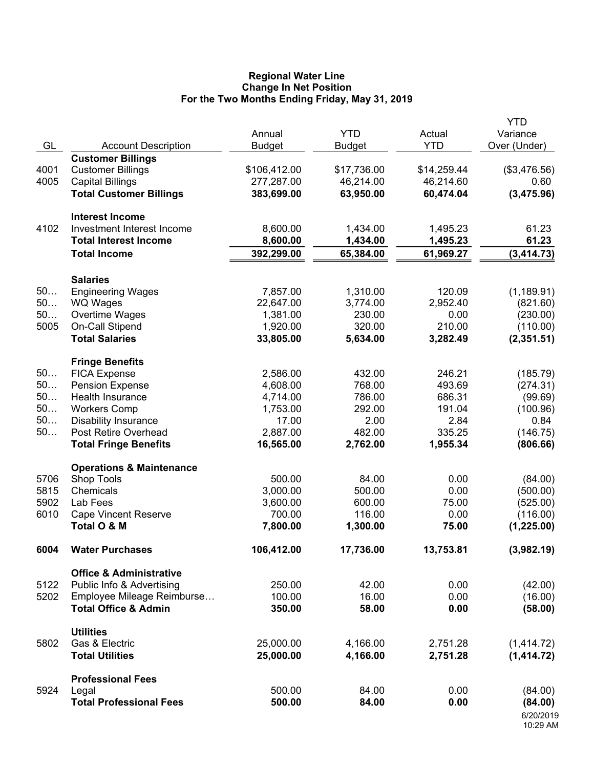**Regional Water Line**
**Change In Net Position**
**For the Two Months Ending Friday, May 31, 2019**

| GL | Account Description | Annual Budget | YTD Budget | Actual YTD | YTD Variance Over (Under) |
|---|---|---|---|---|---|
| | **Customer Billings** | | | | |
| 4001 | Customer Billings | $106,412.00 | $17,736.00 | $14,259.44 | ($3,476.56) |
| 4005 | Capital Billings | 277,287.00 | 46,214.00 | 46,214.60 | 0.60 |
| | **Total Customer Billings** | **383,699.00** | **63,950.00** | **60,474.04** | **(3,475.96)** |
| | **Interest Income** | | | | |
| 4102 | Investment Interest Income | 8,600.00 | 1,434.00 | 1,495.23 | 61.23 |
| | **Total Interest Income** | **8,600.00** | **1,434.00** | **1,495.23** | **61.23** |
| | **Total Income** | **392,299.00** | **65,384.00** | **61,969.27** | **(3,414.73)** |
| | **Salaries** | | | | |
| 50… | Engineering Wages | 7,857.00 | 1,310.00 | 120.09 | (1,189.91) |
| 50… | WQ Wages | 22,647.00 | 3,774.00 | 2,952.40 | (821.60) |
| 50… | Overtime Wages | 1,381.00 | 230.00 | 0.00 | (230.00) |
| 5005 | On-Call Stipend | 1,920.00 | 320.00 | 210.00 | (110.00) |
| | **Total Salaries** | **33,805.00** | **5,634.00** | **3,282.49** | **(2,351.51)** |
| | **Fringe Benefits** | | | | |
| 50… | FICA Expense | 2,586.00 | 432.00 | 246.21 | (185.79) |
| 50… | Pension Expense | 4,608.00 | 768.00 | 493.69 | (274.31) |
| 50… | Health Insurance | 4,714.00 | 786.00 | 686.31 | (99.69) |
| 50… | Workers Comp | 1,753.00 | 292.00 | 191.04 | (100.96) |
| 50… | Disability Insurance | 17.00 | 2.00 | 2.84 | 0.84 |
| 50… | Post Retire Overhead | 2,887.00 | 482.00 | 335.25 | (146.75) |
| | **Total Fringe Benefits** | **16,565.00** | **2,762.00** | **1,955.34** | **(806.66)** |
| | **Operations & Maintenance** | | | | |
| 5706 | Shop Tools | 500.00 | 84.00 | 0.00 | (84.00) |
| 5815 | Chemicals | 3,000.00 | 500.00 | 0.00 | (500.00) |
| 5902 | Lab Fees | 3,600.00 | 600.00 | 75.00 | (525.00) |
| 6010 | Cape Vincent Reserve | 700.00 | 116.00 | 0.00 | (116.00) |
| | **Total O & M** | **7,800.00** | **1,300.00** | **75.00** | **(1,225.00)** |
| **6004** | **Water Purchases** | **106,412.00** | **17,736.00** | **13,753.81** | **(3,982.19)** |
| | **Office & Administrative** | | | | |
| 5122 | Public Info & Advertising | 250.00 | 42.00 | 0.00 | (42.00) |
| 5202 | Employee Mileage Reimburse… | 100.00 | 16.00 | 0.00 | (16.00) |
| | **Total Office & Admin** | **350.00** | **58.00** | **0.00** | **(58.00)** |
| | **Utilities** | | | | |
| 5802 | Gas & Electric | 25,000.00 | 4,166.00 | 2,751.28 | (1,414.72) |
| | **Total Utilities** | **25,000.00** | **4,166.00** | **2,751.28** | **(1,414.72)** |
| | **Professional Fees** | | | | |
| 5924 | Legal | 500.00 | 84.00 | 0.00 | (84.00) |
| | **Total Professional Fees** | **500.00** | **84.00** | **0.00** | **(84.00)** |

6/20/2019
10:29 AM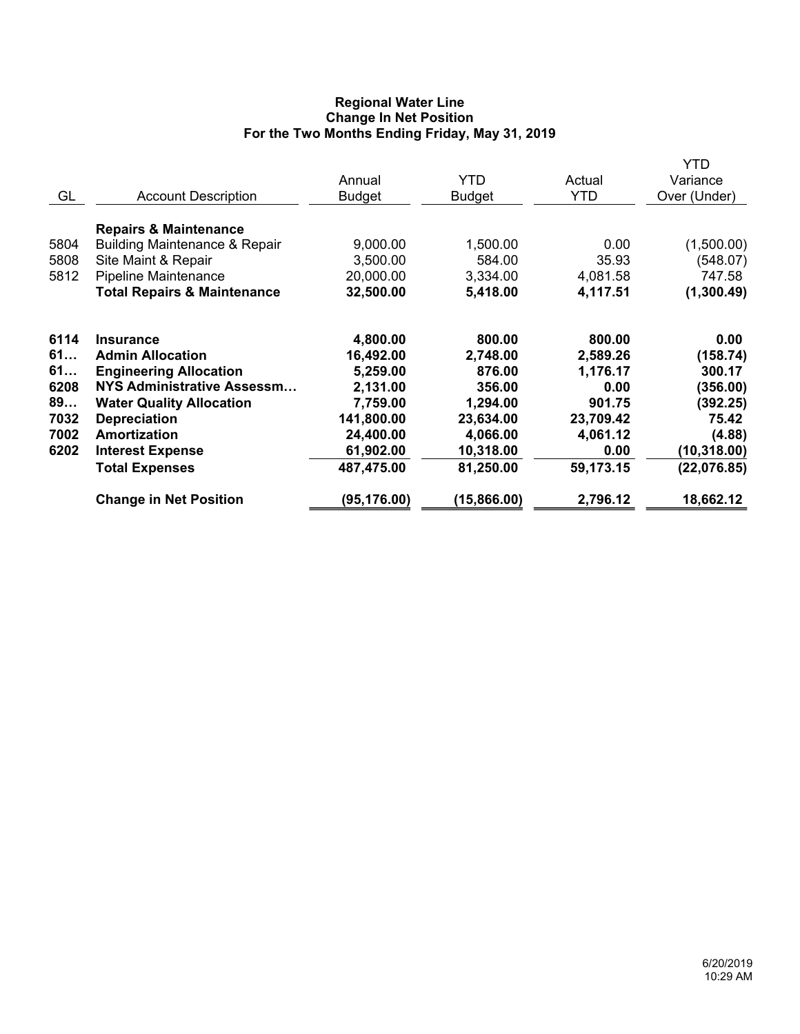**Regional Water Line**
**Change In Net Position**
**For the Two Months Ending Friday, May 31, 2019**

| GL | Account Description | Annual Budget | YTD Budget | Actual YTD | YTD Variance Over (Under) |
|---|---|---|---|---|---|
| | **Repairs & Maintenance** | | | | |
| 5804 | Building Maintenance & Repair | 9,000.00 | 1,500.00 | 0.00 | (1,500.00) |
| 5808 | Site Maint & Repair | 3,500.00 | 584.00 | 35.93 | (548.07) |
| 5812 | Pipeline Maintenance | 20,000.00 | 3,334.00 | 4,081.58 | 747.58 |
| | **Total Repairs & Maintenance** | **32,500.00** | **5,418.00** | **4,117.51** | **(1,300.49)** |
| | | | | | |
| **6114** | **Insurance** | **4,800.00** | **800.00** | **800.00** | **0.00** |
| **61…** | **Admin Allocation** | **16,492.00** | **2,748.00** | **2,589.26** | **(158.74)** |
| **61…** | **Engineering Allocation** | **5,259.00** | **876.00** | **1,176.17** | **300.17** |
| **6208** | **NYS Administrative Assessm…** | **2,131.00** | **356.00** | **0.00** | **(356.00)** |
| **89…** | **Water Quality Allocation** | **7,759.00** | **1,294.00** | **901.75** | **(392.25)** |
| **7032** | **Depreciation** | **141,800.00** | **23,634.00** | **23,709.42** | **75.42** |
| **7002** | **Amortization** | **24,400.00** | **4,066.00** | **4,061.12** | **(4.88)** |
| **6202** | **Interest Expense** | **61,902.00** | **10,318.00** | **0.00** | **(10,318.00)** |
| | **Total Expenses** | **487,475.00** | **81,250.00** | **59,173.15** | **(22,076.85)** |
| | | | | | |
| | **Change in Net Position** | **(95,176.00)** | **(15,866.00)** | **2,796.12** | **18,662.12** |

6/20/2019
10:29 AM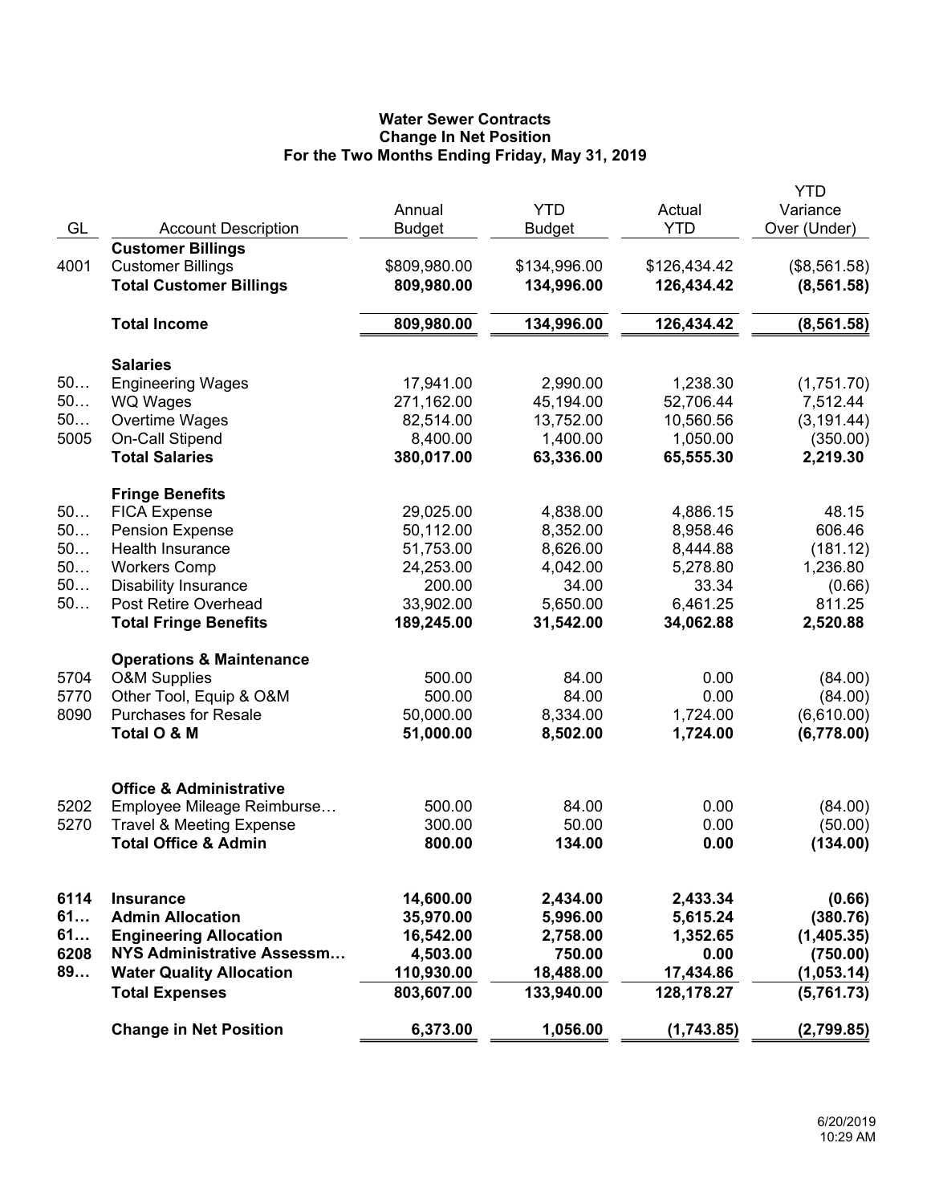# Water Sewer Contracts
## Change In Net Position
### For the Two Months Ending Friday, May 31, 2019

| GL | Account Description | Annual Budget | YTD Budget | Actual YTD | YTD Variance Over (Under) |
|---|---|---|---|---|---|
| | **Customer Billings** | | | | |
| 4001 | Customer Billings | $809,980.00 | $134,996.00 | $126,434.42 | ($8,561.58) |
| | **Total Customer Billings** | **809,980.00** | **134,996.00** | **126,434.42** | **(8,561.58)** |
| | **Total Income** | **809,980.00** | **134,996.00** | **126,434.42** | **(8,561.58)** |
| | **Salaries** | | | | |
| 50… | Engineering Wages | 17,941.00 | 2,990.00 | 1,238.30 | (1,751.70) |
| 50… | WQ Wages | 271,162.00 | 45,194.00 | 52,706.44 | 7,512.44 |
| 50… | Overtime Wages | 82,514.00 | 13,752.00 | 10,560.56 | (3,191.44) |
| 5005 | On-Call Stipend | 8,400.00 | 1,400.00 | 1,050.00 | (350.00) |
| | **Total Salaries** | **380,017.00** | **63,336.00** | **65,555.30** | **2,219.30** |
| | **Fringe Benefits** | | | | |
| 50… | FICA Expense | 29,025.00 | 4,838.00 | 4,886.15 | 48.15 |
| 50… | Pension Expense | 50,112.00 | 8,352.00 | 8,958.46 | 606.46 |
| 50… | Health Insurance | 51,753.00 | 8,626.00 | 8,444.88 | (181.12) |
| 50… | Workers Comp | 24,253.00 | 4,042.00 | 5,278.80 | 1,236.80 |
| 50… | Disability Insurance | 200.00 | 34.00 | 33.34 | (0.66) |
| 50… | Post Retire Overhead | 33,902.00 | 5,650.00 | 6,461.25 | 811.25 |
| | **Total Fringe Benefits** | **189,245.00** | **31,542.00** | **34,062.88** | **2,520.88** |
| | **Operations & Maintenance** | | | | |
| 5704 | O&M Supplies | 500.00 | 84.00 | 0.00 | (84.00) |
| 5770 | Other Tool, Equip & O&M | 500.00 | 84.00 | 0.00 | (84.00) |
| 8090 | Purchases for Resale | 50,000.00 | 8,334.00 | 1,724.00 | (6,610.00) |
| | **Total O & M** | **51,000.00** | **8,502.00** | **1,724.00** | **(6,778.00)** |
| | **Office & Administrative** | | | | |
| 5202 | Employee Mileage Reimburse… | 500.00 | 84.00 | 0.00 | (84.00) |
| 5270 | Travel & Meeting Expense | 300.00 | 50.00 | 0.00 | (50.00) |
| | **Total Office & Admin** | **800.00** | **134.00** | **0.00** | **(134.00)** |
| **6114** | **Insurance** | **14,600.00** | **2,434.00** | **2,433.34** | **(0.66)** |
| **61…** | **Admin Allocation** | **35,970.00** | **5,996.00** | **5,615.24** | **(380.76)** |
| **61…** | **Engineering Allocation** | **16,542.00** | **2,758.00** | **1,352.65** | **(1,405.35)** |
| **6208** | **NYS Administrative Assessm…** | **4,503.00** | **750.00** | **0.00** | **(750.00)** |
| **89…** | **Water Quality Allocation** | **110,930.00** | **18,488.00** | **17,434.86** | **(1,053.14)** |
| | **Total Expenses** | **803,607.00** | **133,940.00** | **128,178.27** | **(5,761.73)** |
| | **Change in Net Position** | **6,373.00** | **1,056.00** | **(1,743.85)** | **(2,799.85)** |

6/20/2019
10:29 AM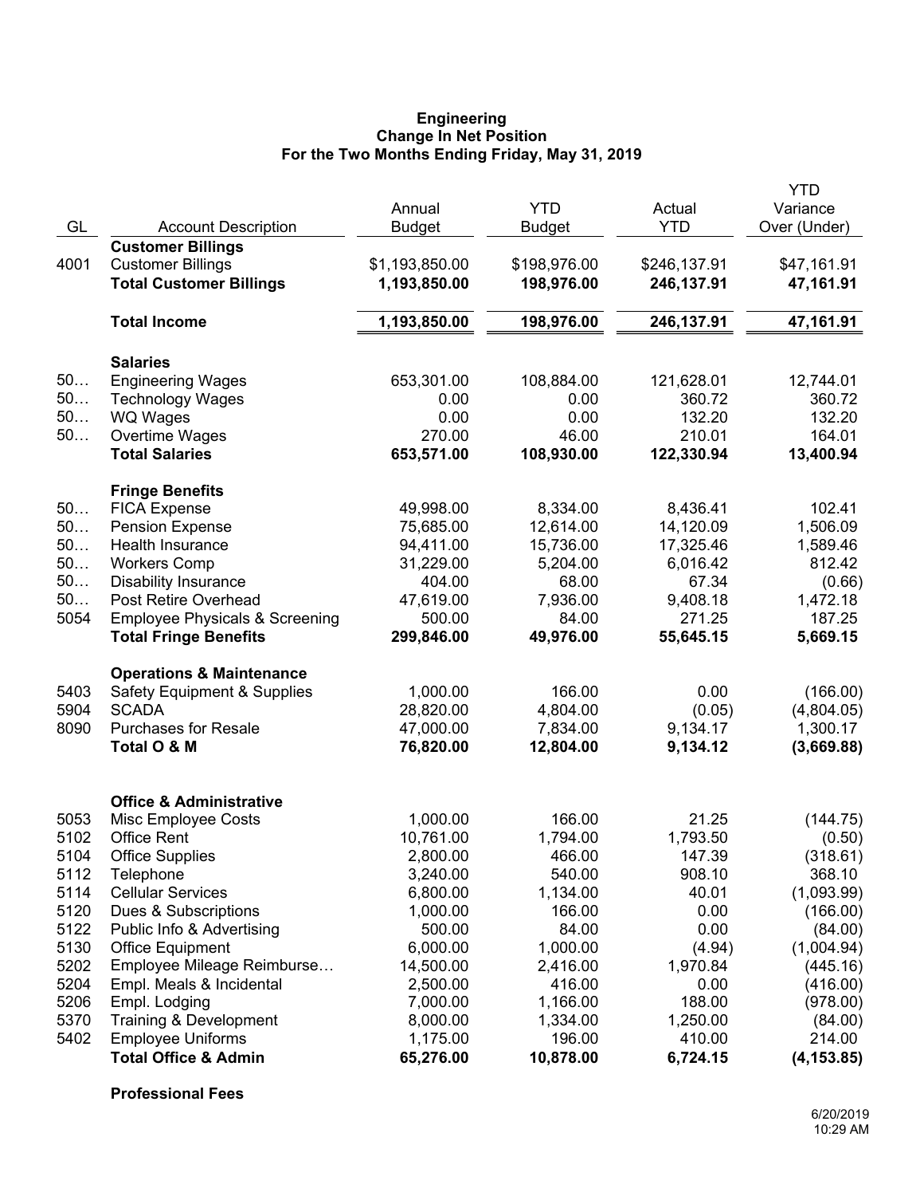**Engineering**
**Change In Net Position**
**For the Two Months Ending Friday, May 31, 2019**

| GL | Account Description | Annual Budget | YTD Budget | Actual YTD | YTD Variance Over (Under) |
|---|---|---|---|---|---|
| | **Customer Billings** | | | | |
| 4001 | Customer Billings | $1,193,850.00 | $198,976.00 | $246,137.91 | $47,161.91 |
| | **Total Customer Billings** | **1,193,850.00** | **198,976.00** | **246,137.91** | **47,161.91** |
| | **Total Income** | **1,193,850.00** | **198,976.00** | **246,137.91** | **47,161.91** |
| | **Salaries** | | | | |
| 50… | Engineering Wages | 653,301.00 | 108,884.00 | 121,628.01 | 12,744.01 |
| 50… | Technology Wages | 0.00 | 0.00 | 360.72 | 360.72 |
| 50… | WQ Wages | 0.00 | 0.00 | 132.20 | 132.20 |
| 50… | Overtime Wages | 270.00 | 46.00 | 210.01 | 164.01 |
| | **Total Salaries** | **653,571.00** | **108,930.00** | **122,330.94** | **13,400.94** |
| | **Fringe Benefits** | | | | |
| 50… | FICA Expense | 49,998.00 | 8,334.00 | 8,436.41 | 102.41 |
| 50… | Pension Expense | 75,685.00 | 12,614.00 | 14,120.09 | 1,506.09 |
| 50… | Health Insurance | 94,411.00 | 15,736.00 | 17,325.46 | 1,589.46 |
| 50… | Workers Comp | 31,229.00 | 5,204.00 | 6,016.42 | 812.42 |
| 50… | Disability Insurance | 404.00 | 68.00 | 67.34 | (0.66) |
| 50… | Post Retire Overhead | 47,619.00 | 7,936.00 | 9,408.18 | 1,472.18 |
| 5054 | Employee Physicals & Screening | 500.00 | 84.00 | 271.25 | 187.25 |
| | **Total Fringe Benefits** | **299,846.00** | **49,976.00** | **55,645.15** | **5,669.15** |
| | **Operations & Maintenance** | | | | |
| 5403 | Safety Equipment & Supplies | 1,000.00 | 166.00 | 0.00 | (166.00) |
| 5904 | SCADA | 28,820.00 | 4,804.00 | (0.05) | (4,804.05) |
| 8090 | Purchases for Resale | 47,000.00 | 7,834.00 | 9,134.17 | 1,300.17 |
| | **Total O & M** | **76,820.00** | **12,804.00** | **9,134.12** | **(3,669.88)** |
| | **Office & Administrative** | | | | |
| 5053 | Misc Employee Costs | 1,000.00 | 166.00 | 21.25 | (144.75) |
| 5102 | Office Rent | 10,761.00 | 1,794.00 | 1,793.50 | (0.50) |
| 5104 | Office Supplies | 2,800.00 | 466.00 | 147.39 | (318.61) |
| 5112 | Telephone | 3,240.00 | 540.00 | 908.10 | 368.10 |
| 5114 | Cellular Services | 6,800.00 | 1,134.00 | 40.01 | (1,093.99) |
| 5120 | Dues & Subscriptions | 1,000.00 | 166.00 | 0.00 | (166.00) |
| 5122 | Public Info & Advertising | 500.00 | 84.00 | 0.00 | (84.00) |
| 5130 | Office Equipment | 6,000.00 | 1,000.00 | (4.94) | (1,004.94) |
| 5202 | Employee Mileage Reimburse… | 14,500.00 | 2,416.00 | 1,970.84 | (445.16) |
| 5204 | Empl. Meals & Incidental | 2,500.00 | 416.00 | 0.00 | (416.00) |
| 5206 | Empl. Lodging | 7,000.00 | 1,166.00 | 188.00 | (978.00) |
| 5370 | Training & Development | 8,000.00 | 1,334.00 | 1,250.00 | (84.00) |
| 5402 | Employee Uniforms | 1,175.00 | 196.00 | 410.00 | 214.00 |
| | **Total Office & Admin** | **65,276.00** | **10,878.00** | **6,724.15** | **(4,153.85)** |
| | **Professional Fees** | | | | |

6/20/2019
10:29 AM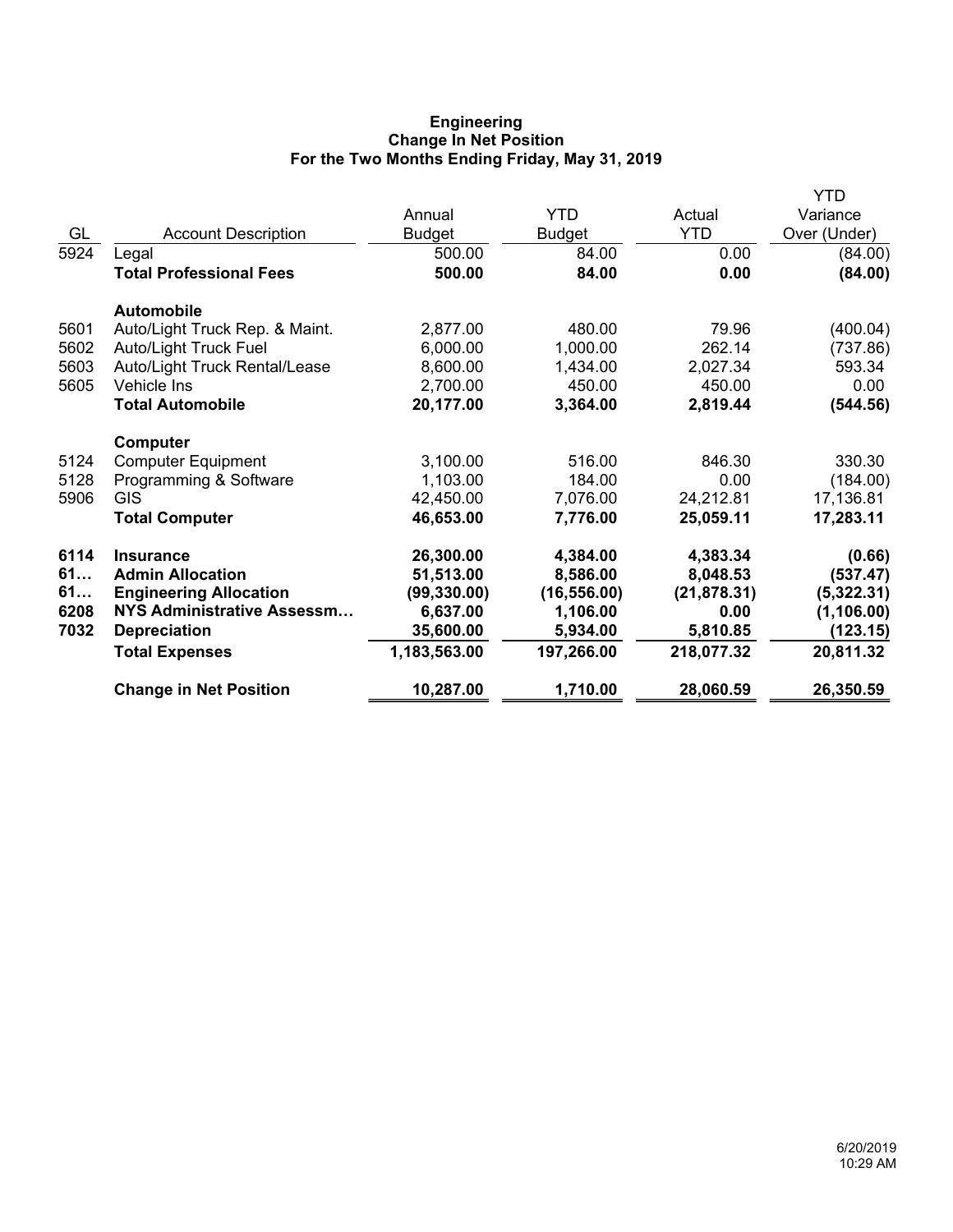**Engineering**
**Change In Net Position**
**For the Two Months Ending Friday, May 31, 2019**

| GL | Account Description | Annual Budget | YTD Budget | Actual YTD | YTD Variance Over (Under) |
|---|---|---|---|---|---|
| 5924 | Legal | 500.00 | 84.00 | 0.00 | (84.00) |
| | **Total Professional Fees** | **500.00** | **84.00** | **0.00** | **(84.00)** |
| | **Automobile** | | | | |
| 5601 | Auto/Light Truck Rep. & Maint. | 2,877.00 | 480.00 | 79.96 | (400.04) |
| 5602 | Auto/Light Truck Fuel | 6,000.00 | 1,000.00 | 262.14 | (737.86) |
| 5603 | Auto/Light Truck Rental/Lease | 8,600.00 | 1,434.00 | 2,027.34 | 593.34 |
| 5605 | Vehicle Ins | 2,700.00 | 450.00 | 450.00 | 0.00 |
| | **Total Automobile** | **20,177.00** | **3,364.00** | **2,819.44** | **(544.56)** |
| | **Computer** | | | | |
| 5124 | Computer Equipment | 3,100.00 | 516.00 | 846.30 | 330.30 |
| 5128 | Programming & Software | 1,103.00 | 184.00 | 0.00 | (184.00) |
| 5906 | GIS | 42,450.00 | 7,076.00 | 24,212.81 | 17,136.81 |
| | **Total Computer** | **46,653.00** | **7,776.00** | **25,059.11** | **17,283.11** |
| **6114** | **Insurance** | **26,300.00** | **4,384.00** | **4,383.34** | **(0.66)** |
| **61…** | **Admin Allocation** | **51,513.00** | **8,586.00** | **8,048.53** | **(537.47)** |
| **61…** | **Engineering Allocation** | **(99,330.00)** | **(16,556.00)** | **(21,878.31)** | **(5,322.31)** |
| **6208** | **NYS Administrative Assessm…** | **6,637.00** | **1,106.00** | **0.00** | **(1,106.00)** |
| **7032** | **Depreciation** | **35,600.00** | **5,934.00** | **5,810.85** | **(123.15)** |
| | **Total Expenses** | **1,183,563.00** | **197,266.00** | **218,077.32** | **20,811.32** |
| | **Change in Net Position** | **10,287.00** | **1,710.00** | **28,060.59** | **26,350.59** |

6/20/2019
10:29 AM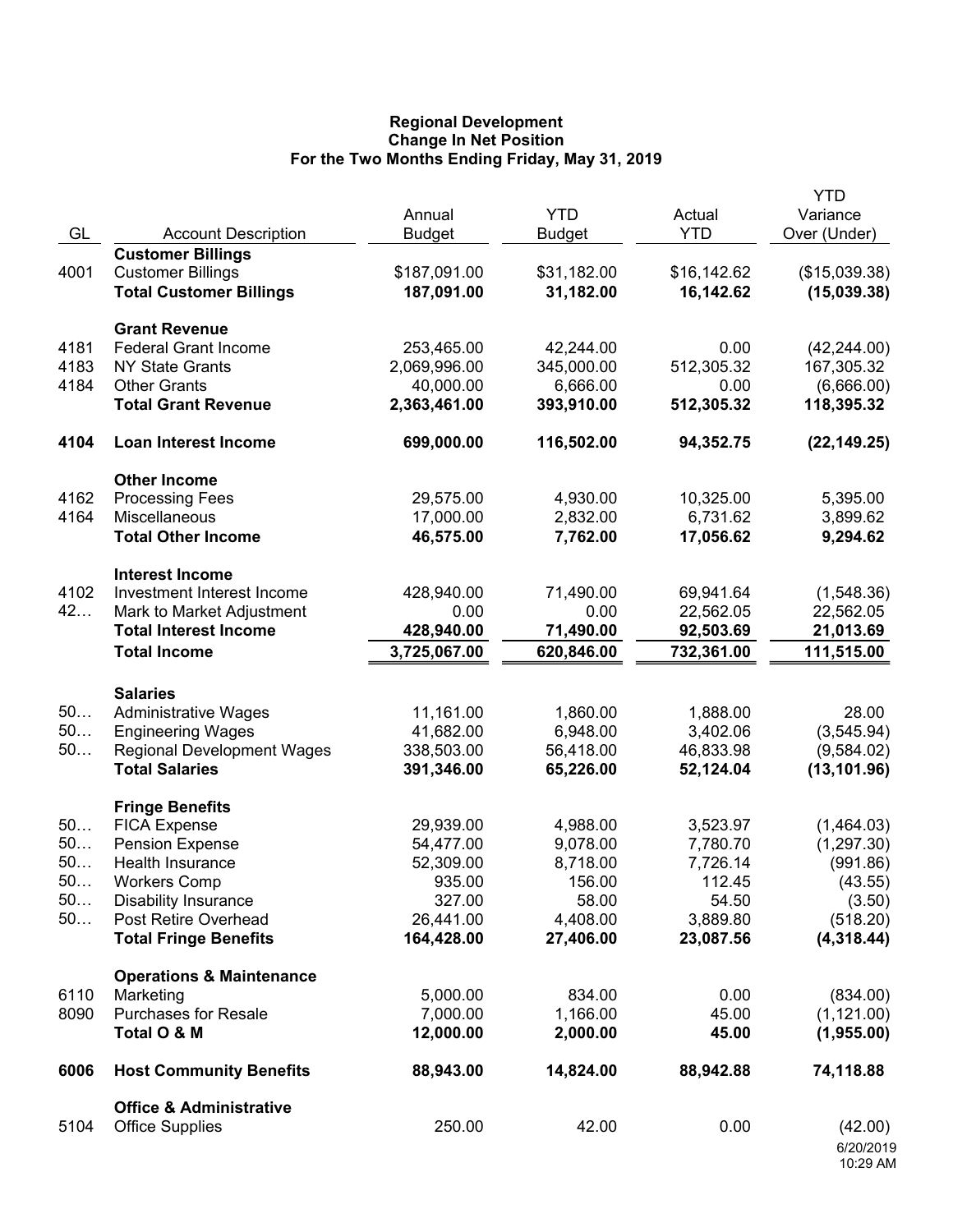**Regional Development**
**Change In Net Position**
**For the Two Months Ending Friday, May 31, 2019**

| GL | Account Description | Annual Budget | YTD Budget | Actual YTD | YTD Variance Over (Under) |
|---|---|---|---|---|---|
| | **Customer Billings** | | | | |
| 4001 | Customer Billings | $187,091.00 | $31,182.00 | $16,142.62 | ($15,039.38) |
| | **Total Customer Billings** | **187,091.00** | **31,182.00** | **16,142.62** | **(15,039.38)** |
| | **Grant Revenue** | | | | |
| 4181 | Federal Grant Income | 253,465.00 | 42,244.00 | 0.00 | (42,244.00) |
| 4183 | NY State Grants | 2,069,996.00 | 345,000.00 | 512,305.32 | 167,305.32 |
| 4184 | Other Grants | 40,000.00 | 6,666.00 | 0.00 | (6,666.00) |
| | **Total Grant Revenue** | **2,363,461.00** | **393,910.00** | **512,305.32** | **118,395.32** |
| **4104** | **Loan Interest Income** | **699,000.00** | **116,502.00** | **94,352.75** | **(22,149.25)** |
| | **Other Income** | | | | |
| 4162 | Processing Fees | 29,575.00 | 4,930.00 | 10,325.00 | 5,395.00 |
| 4164 | Miscellaneous | 17,000.00 | 2,832.00 | 6,731.62 | 3,899.62 |
| | **Total Other Income** | **46,575.00** | **7,762.00** | **17,056.62** | **9,294.62** |
| | **Interest Income** | | | | |
| 4102 | Investment Interest Income | 428,940.00 | 71,490.00 | 69,941.64 | (1,548.36) |
| 42… | Mark to Market Adjustment | 0.00 | 0.00 | 22,562.05 | 22,562.05 |
| | **Total Interest Income** | **428,940.00** | **71,490.00** | **92,503.69** | **21,013.69** |
| | **Total Income** | **3,725,067.00** | **620,846.00** | **732,361.00** | **111,515.00** |
| | **Salaries** | | | | |
| 50… | Administrative Wages | 11,161.00 | 1,860.00 | 1,888.00 | 28.00 |
| 50… | Engineering Wages | 41,682.00 | 6,948.00 | 3,402.06 | (3,545.94) |
| 50… | Regional Development Wages | 338,503.00 | 56,418.00 | 46,833.98 | (9,584.02) |
| | **Total Salaries** | **391,346.00** | **65,226.00** | **52,124.04** | **(13,101.96)** |
| | **Fringe Benefits** | | | | |
| 50… | FICA Expense | 29,939.00 | 4,988.00 | 3,523.97 | (1,464.03) |
| 50… | Pension Expense | 54,477.00 | 9,078.00 | 7,780.70 | (1,297.30) |
| 50… | Health Insurance | 52,309.00 | 8,718.00 | 7,726.14 | (991.86) |
| 50… | Workers Comp | 935.00 | 156.00 | 112.45 | (43.55) |
| 50… | Disability Insurance | 327.00 | 58.00 | 54.50 | (3.50) |
| 50… | Post Retire Overhead | 26,441.00 | 4,408.00 | 3,889.80 | (518.20) |
| | **Total Fringe Benefits** | **164,428.00** | **27,406.00** | **23,087.56** | **(4,318.44)** |
| | **Operations & Maintenance** | | | | |
| 6110 | Marketing | 5,000.00 | 834.00 | 0.00 | (834.00) |
| 8090 | Purchases for Resale | 7,000.00 | 1,166.00 | 45.00 | (1,121.00) |
| | **Total O & M** | **12,000.00** | **2,000.00** | **45.00** | **(1,955.00)** |
| **6006** | **Host Community Benefits** | **88,943.00** | **14,824.00** | **88,942.88** | **74,118.88** |
| | **Office & Administrative** | | | | |
| 5104 | Office Supplies | 250.00 | 42.00 | 0.00 | (42.00) |

6/20/2019
10:29 AM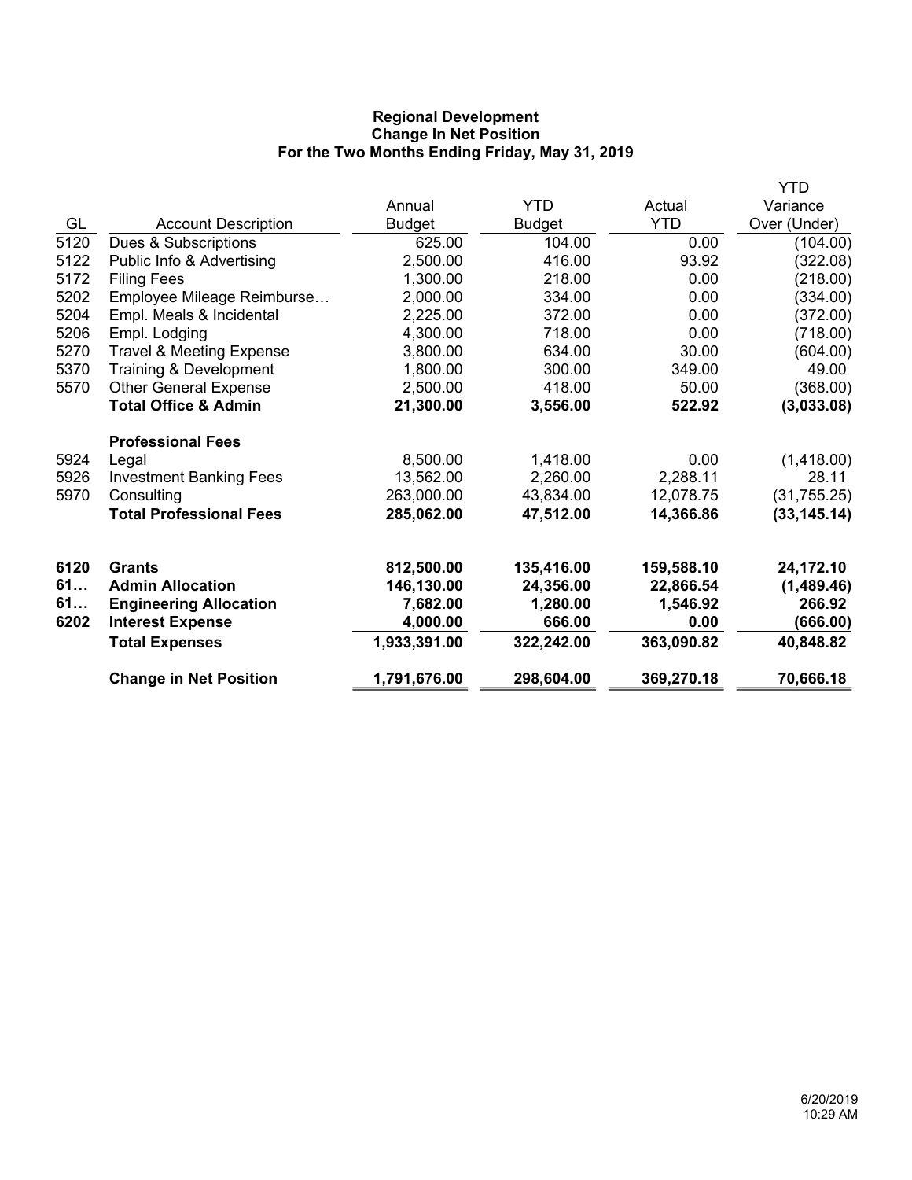**Regional Development**
**Change In Net Position**
**For the Two Months Ending Friday, May 31, 2019**

| GL | Account Description | Annual Budget | YTD Budget | Actual YTD | YTD Variance Over (Under) |
|---|---|---|---|---|---|
| 5120 | Dues & Subscriptions | 625.00 | 104.00 | 0.00 | (104.00) |
| 5122 | Public Info & Advertising | 2,500.00 | 416.00 | 93.92 | (322.08) |
| 5172 | Filing Fees | 1,300.00 | 218.00 | 0.00 | (218.00) |
| 5202 | Employee Mileage Reimburse… | 2,000.00 | 334.00 | 0.00 | (334.00) |
| 5204 | Empl. Meals & Incidental | 2,225.00 | 372.00 | 0.00 | (372.00) |
| 5206 | Empl. Lodging | 4,300.00 | 718.00 | 0.00 | (718.00) |
| 5270 | Travel & Meeting Expense | 3,800.00 | 634.00 | 30.00 | (604.00) |
| 5370 | Training & Development | 1,800.00 | 300.00 | 349.00 | 49.00 |
| 5570 | Other General Expense | 2,500.00 | 418.00 | 50.00 | (368.00) |
| | **Total Office & Admin** | **21,300.00** | **3,556.00** | **522.92** | **(3,033.08)** |
| | **Professional Fees** | | | | |
| 5924 | Legal | 8,500.00 | 1,418.00 | 0.00 | (1,418.00) |
| 5926 | Investment Banking Fees | 13,562.00 | 2,260.00 | 2,288.11 | 28.11 |
| 5970 | Consulting | 263,000.00 | 43,834.00 | 12,078.75 | (31,755.25) |
| | **Total Professional Fees** | **285,062.00** | **47,512.00** | **14,366.86** | **(33,145.14)** |
| **6120** | **Grants** | **812,500.00** | **135,416.00** | **159,588.10** | **24,172.10** |
| **61…** | **Admin Allocation** | **146,130.00** | **24,356.00** | **22,866.54** | **(1,489.46)** |
| **61…** | **Engineering Allocation** | **7,682.00** | **1,280.00** | **1,546.92** | **266.92** |
| **6202** | **Interest Expense** | **4,000.00** | **666.00** | **0.00** | **(666.00)** |
| | **Total Expenses** | **1,933,391.00** | **322,242.00** | **363,090.82** | **40,848.82** |
| | **Change in Net Position** | **1,791,676.00** | **298,604.00** | **369,270.18** | **70,666.18** |

6/20/2019
10:29 AM